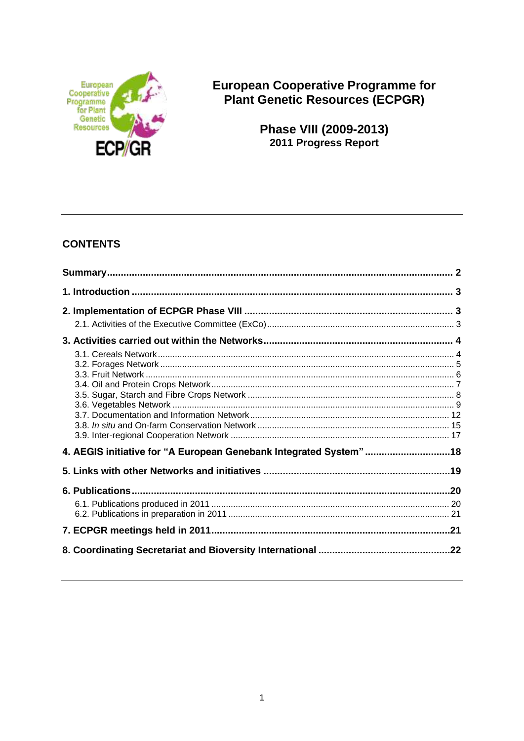# European Cooperative Programme for Plant Genetic Resources (ECPGR)

## Phase VIII (2009-2013)
**2011 Progress Report**

---

## CONTENTS

**Summary** .......... **2**

**1. Introduction** .......... **3**

**2. Implementation of ECPGR Phase VIII** .......... **3**
- 2.1. Activities of the Executive Committee (ExCo) .......... 3

**3. Activities carried out within the Networks** .......... **4**
- 3.1. Cereals Network .......... 4
- 3.2. Forages Network .......... 5
- 3.3. Fruit Network .......... 6
- 3.4. Oil and Protein Crops Network .......... 7
- 3.5. Sugar, Starch and Fibre Crops Network .......... 8
- 3.6. Vegetables Network .......... 9
- 3.7. Documentation and Information Network .......... 12
- 3.8. *In situ* and On-farm Conservation Network .......... 15
- 3.9. Inter-regional Cooperation Network .......... 17

**4. AEGIS initiative for "A European Genebank Integrated System"** .......... **18**

**5. Links with other Networks and initiatives** .......... **19**

**6. Publications** .......... **20**
- 6.1. Publications produced in 2011 .......... 20
- 6.2. Publications in preparation in 2011 .......... 21

**7. ECPGR meetings held in 2011** .......... **21**

**8. Coordinating Secretariat and Bioversity International** .......... **22**

---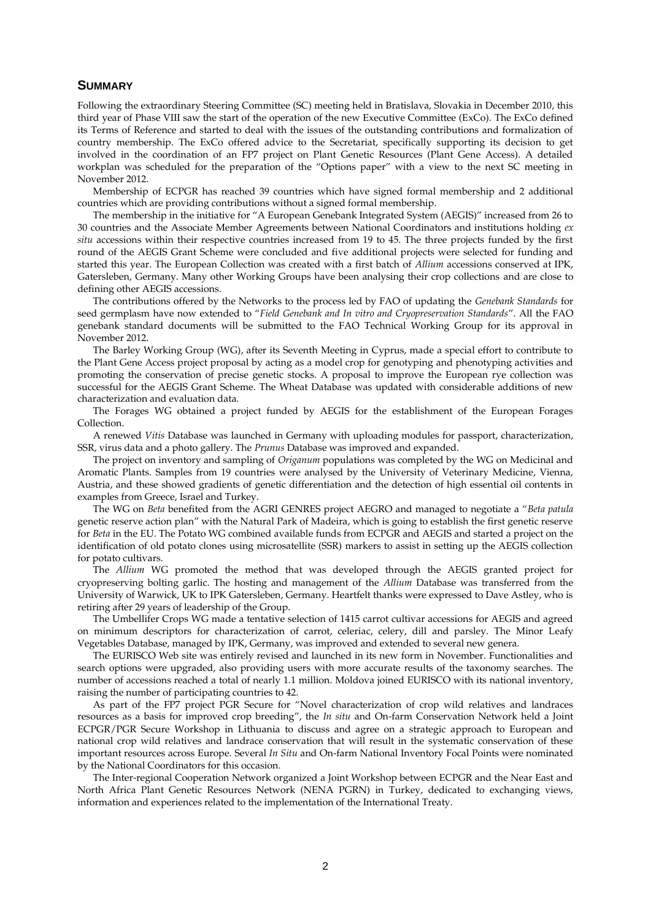## SUMMARY

Following the extraordinary Steering Committee (SC) meeting held in Bratislava, Slovakia in December 2010, this third year of Phase VIII saw the start of the operation of the new Executive Committee (ExCo). The ExCo defined its Terms of Reference and started to deal with the issues of the outstanding contributions and formalization of country membership. The ExCo offered advice to the Secretariat, specifically supporting its decision to get involved in the coordination of an FP7 project on Plant Genetic Resources (Plant Gene Access). A detailed workplan was scheduled for the preparation of the "Options paper" with a view to the next SC meeting in November 2012.

Membership of ECPGR has reached 39 countries which have signed formal membership and 2 additional countries which are providing contributions without a signed formal membership.

The membership in the initiative for "A European Genebank Integrated System (AEGIS)" increased from 26 to 30 countries and the Associate Member Agreements between National Coordinators and institutions holding *ex situ* accessions within their respective countries increased from 19 to 45. The three projects funded by the first round of the AEGIS Grant Scheme were concluded and five additional projects were selected for funding and started this year. The European Collection was created with a first batch of *Allium* accessions conserved at IPK, Gatersleben, Germany. Many other Working Groups have been analysing their crop collections and are close to defining other AEGIS accessions.

The contributions offered by the Networks to the process led by FAO of updating the *Genebank Standards* for seed germplasm have now extended to "*Field Genebank and In vitro and Cryopreservation Standards*". All the FAO genebank standard documents will be submitted to the FAO Technical Working Group for its approval in November 2012.

The Barley Working Group (WG), after its Seventh Meeting in Cyprus, made a special effort to contribute to the Plant Gene Access project proposal by acting as a model crop for genotyping and phenotyping activities and promoting the conservation of precise genetic stocks. A proposal to improve the European rye collection was successful for the AEGIS Grant Scheme. The Wheat Database was updated with considerable additions of new characterization and evaluation data.

The Forages WG obtained a project funded by AEGIS for the establishment of the European Forages Collection.

A renewed *Vitis* Database was launched in Germany with uploading modules for passport, characterization, SSR, virus data and a photo gallery. The *Prunus* Database was improved and expanded.

The project on inventory and sampling of *Origanum* populations was completed by the WG on Medicinal and Aromatic Plants. Samples from 19 countries were analysed by the University of Veterinary Medicine, Vienna, Austria, and these showed gradients of genetic differentiation and the detection of high essential oil contents in examples from Greece, Israel and Turkey.

The WG on *Beta* benefited from the AGRI GENRES project AEGRO and managed to negotiate a "*Beta patula* genetic reserve action plan" with the Natural Park of Madeira, which is going to establish the first genetic reserve for *Beta* in the EU. The Potato WG combined available funds from ECPGR and AEGIS and started a project on the identification of old potato clones using microsatellite (SSR) markers to assist in setting up the AEGIS collection for potato cultivars.

The *Allium* WG promoted the method that was developed through the AEGIS granted project for cryopreserving bolting garlic. The hosting and management of the *Allium* Database was transferred from the University of Warwick, UK to IPK Gatersleben, Germany. Heartfelt thanks were expressed to Dave Astley, who is retiring after 29 years of leadership of the Group.

The Umbellifer Crops WG made a tentative selection of 1415 carrot cultivar accessions for AEGIS and agreed on minimum descriptors for characterization of carrot, celeriac, celery, dill and parsley. The Minor Leafy Vegetables Database, managed by IPK, Germany, was improved and extended to several new genera.

The EURISCO Web site was entirely revised and launched in its new form in November. Functionalities and search options were upgraded, also providing users with more accurate results of the taxonomy searches. The number of accessions reached a total of nearly 1.1 million. Moldova joined EURISCO with its national inventory, raising the number of participating countries to 42.

As part of the FP7 project PGR Secure for "Novel characterization of crop wild relatives and landraces resources as a basis for improved crop breeding", the *In situ* and On-farm Conservation Network held a Joint ECPGR/PGR Secure Workshop in Lithuania to discuss and agree on a strategic approach to European and national crop wild relatives and landrace conservation that will result in the systematic conservation of these important resources across Europe. Several *In Situ* and On-farm National Inventory Focal Points were nominated by the National Coordinators for this occasion.

The Inter-regional Cooperation Network organized a Joint Workshop between ECPGR and the Near East and North Africa Plant Genetic Resources Network (NENA PGRN) in Turkey, dedicated to exchanging views, information and experiences related to the implementation of the International Treaty.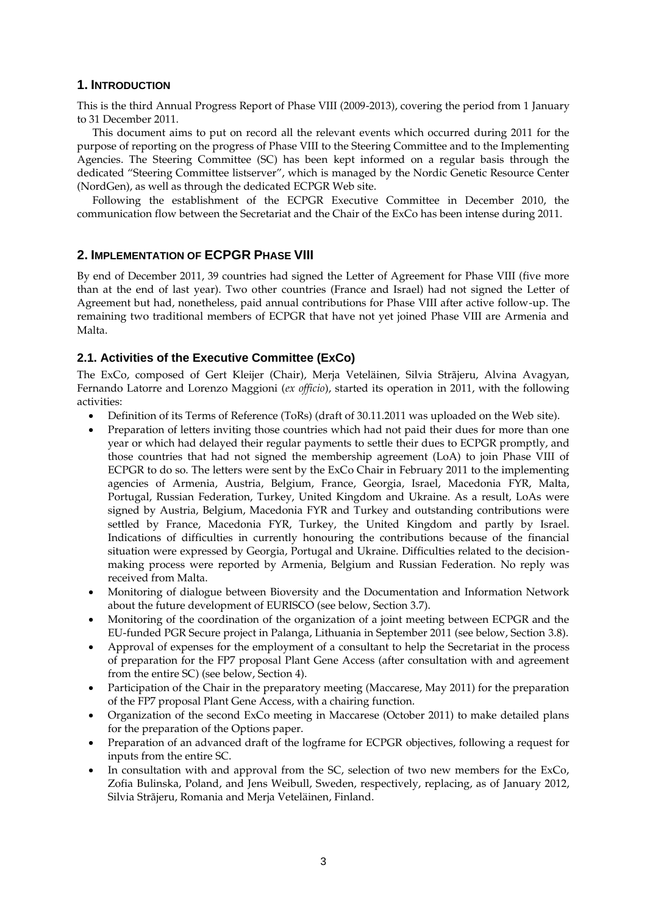## 1. Introduction

This is the third Annual Progress Report of Phase VIII (2009-2013), covering the period from 1 January to 31 December 2011.

This document aims to put on record all the relevant events which occurred during 2011 for the purpose of reporting on the progress of Phase VIII to the Steering Committee and to the Implementing Agencies. The Steering Committee (SC) has been kept informed on a regular basis through the dedicated "Steering Committee listserver", which is managed by the Nordic Genetic Resource Center (NordGen), as well as through the dedicated ECPGR Web site.

Following the establishment of the ECPGR Executive Committee in December 2010, the communication flow between the Secretariat and the Chair of the ExCo has been intense during 2011.

## 2. Implementation of ECPGR Phase VIII

By end of December 2011, 39 countries had signed the Letter of Agreement for Phase VIII (five more than at the end of last year). Two other countries (France and Israel) had not signed the Letter of Agreement but had, nonetheless, paid annual contributions for Phase VIII after active follow-up. The remaining two traditional members of ECPGR that have not yet joined Phase VIII are Armenia and Malta.

### 2.1. Activities of the Executive Committee (ExCo)

The ExCo, composed of Gert Kleijer (Chair), Merja Veteläinen, Silvia Strãjeru, Alvina Avagyan, Fernando Latorre and Lorenzo Maggioni (*ex officio*), started its operation in 2011, with the following activities:

- Definition of its Terms of Reference (ToRs) (draft of 30.11.2011 was uploaded on the Web site).
- Preparation of letters inviting those countries which had not paid their dues for more than one year or which had delayed their regular payments to settle their dues to ECPGR promptly, and those countries that had not signed the membership agreement (LoA) to join Phase VIII of ECPGR to do so. The letters were sent by the ExCo Chair in February 2011 to the implementing agencies of Armenia, Austria, Belgium, France, Georgia, Israel, Macedonia FYR, Malta, Portugal, Russian Federation, Turkey, United Kingdom and Ukraine. As a result, LoAs were signed by Austria, Belgium, Macedonia FYR and Turkey and outstanding contributions were settled by France, Macedonia FYR, Turkey, the United Kingdom and partly by Israel. Indications of difficulties in currently honouring the contributions because of the financial situation were expressed by Georgia, Portugal and Ukraine. Difficulties related to the decision-making process were reported by Armenia, Belgium and Russian Federation. No reply was received from Malta.
- Monitoring of dialogue between Bioversity and the Documentation and Information Network about the future development of EURISCO (see below, Section 3.7).
- Monitoring of the coordination of the organization of a joint meeting between ECPGR and the EU-funded PGR Secure project in Palanga, Lithuania in September 2011 (see below, Section 3.8).
- Approval of expenses for the employment of a consultant to help the Secretariat in the process of preparation for the FP7 proposal Plant Gene Access (after consultation with and agreement from the entire SC) (see below, Section 4).
- Participation of the Chair in the preparatory meeting (Maccarese, May 2011) for the preparation of the FP7 proposal Plant Gene Access, with a chairing function.
- Organization of the second ExCo meeting in Maccarese (October 2011) to make detailed plans for the preparation of the Options paper.
- Preparation of an advanced draft of the logframe for ECPGR objectives, following a request for inputs from the entire SC.
- In consultation with and approval from the SC, selection of two new members for the ExCo, Zofia Bulinska, Poland, and Jens Weibull, Sweden, respectively, replacing, as of January 2012, Silvia Strãjeru, Romania and Merja Veteläinen, Finland.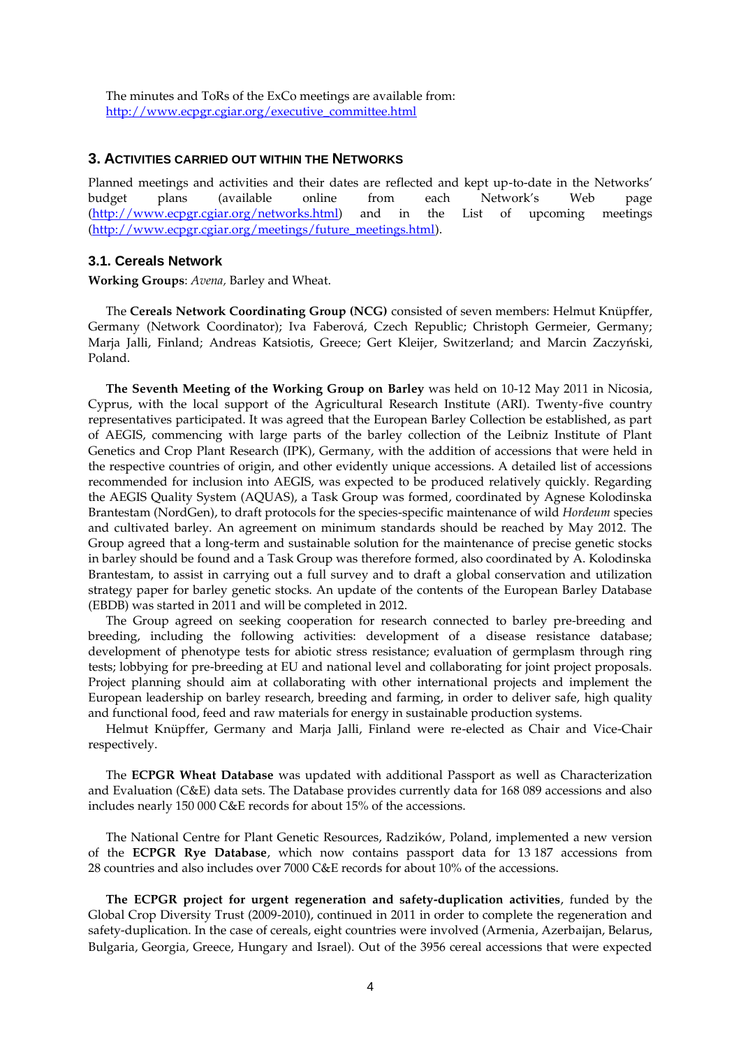The minutes and ToRs of the ExCo meetings are available from: http://www.ecpgr.cgiar.org/executive_committee.html

## 3. Activities carried out within the Networks

Planned meetings and activities and their dates are reflected and kept up-to-date in the Networks' budget plans (available online from each Network's Web page (http://www.ecpgr.cgiar.org/networks.html) and in the List of upcoming meetings (http://www.ecpgr.cgiar.org/meetings/future_meetings.html).

### 3.1. Cereals Network

**Working Groups**: *Avena,* Barley and Wheat.

The **Cereals Network Coordinating Group (NCG)** consisted of seven members: Helmut Knüpffer, Germany (Network Coordinator); Iva Faberová, Czech Republic; Christoph Germeier, Germany; Marja Jalli, Finland; Andreas Katsiotis, Greece; Gert Kleijer, Switzerland; and Marcin Zaczyński, Poland.

**The Seventh Meeting of the Working Group on Barley** was held on 10-12 May 2011 in Nicosia, Cyprus, with the local support of the Agricultural Research Institute (ARI). Twenty-five country representatives participated. It was agreed that the European Barley Collection be established, as part of AEGIS, commencing with large parts of the barley collection of the Leibniz Institute of Plant Genetics and Crop Plant Research (IPK), Germany, with the addition of accessions that were held in the respective countries of origin, and other evidently unique accessions. A detailed list of accessions recommended for inclusion into AEGIS, was expected to be produced relatively quickly. Regarding the AEGIS Quality System (AQUAS), a Task Group was formed, coordinated by Agnese Kolodinska Brantestam (NordGen), to draft protocols for the species-specific maintenance of wild *Hordeum* species and cultivated barley. An agreement on minimum standards should be reached by May 2012. The Group agreed that a long-term and sustainable solution for the maintenance of precise genetic stocks in barley should be found and a Task Group was therefore formed, also coordinated by A. Kolodinska Brantestam, to assist in carrying out a full survey and to draft a global conservation and utilization strategy paper for barley genetic stocks. An update of the contents of the European Barley Database (EBDB) was started in 2011 and will be completed in 2012.

The Group agreed on seeking cooperation for research connected to barley pre-breeding and breeding, including the following activities: development of a disease resistance database; development of phenotype tests for abiotic stress resistance; evaluation of germplasm through ring tests; lobbying for pre-breeding at EU and national level and collaborating for joint project proposals. Project planning should aim at collaborating with other international projects and implement the European leadership on barley research, breeding and farming, in order to deliver safe, high quality and functional food, feed and raw materials for energy in sustainable production systems.

Helmut Knüpffer, Germany and Marja Jalli, Finland were re-elected as Chair and Vice-Chair respectively.

The **ECPGR Wheat Database** was updated with additional Passport as well as Characterization and Evaluation (C&E) data sets. The Database provides currently data for 168 089 accessions and also includes nearly 150 000 C&E records for about 15% of the accessions.

The National Centre for Plant Genetic Resources, Radzików, Poland, implemented a new version of the **ECPGR Rye Database**, which now contains passport data for 13 187 accessions from 28 countries and also includes over 7000 C&E records for about 10% of the accessions.

**The ECPGR project for urgent regeneration and safety-duplication activities**, funded by the Global Crop Diversity Trust (2009-2010), continued in 2011 in order to complete the regeneration and safety-duplication. In the case of cereals, eight countries were involved (Armenia, Azerbaijan, Belarus, Bulgaria, Georgia, Greece, Hungary and Israel). Out of the 3956 cereal accessions that were expected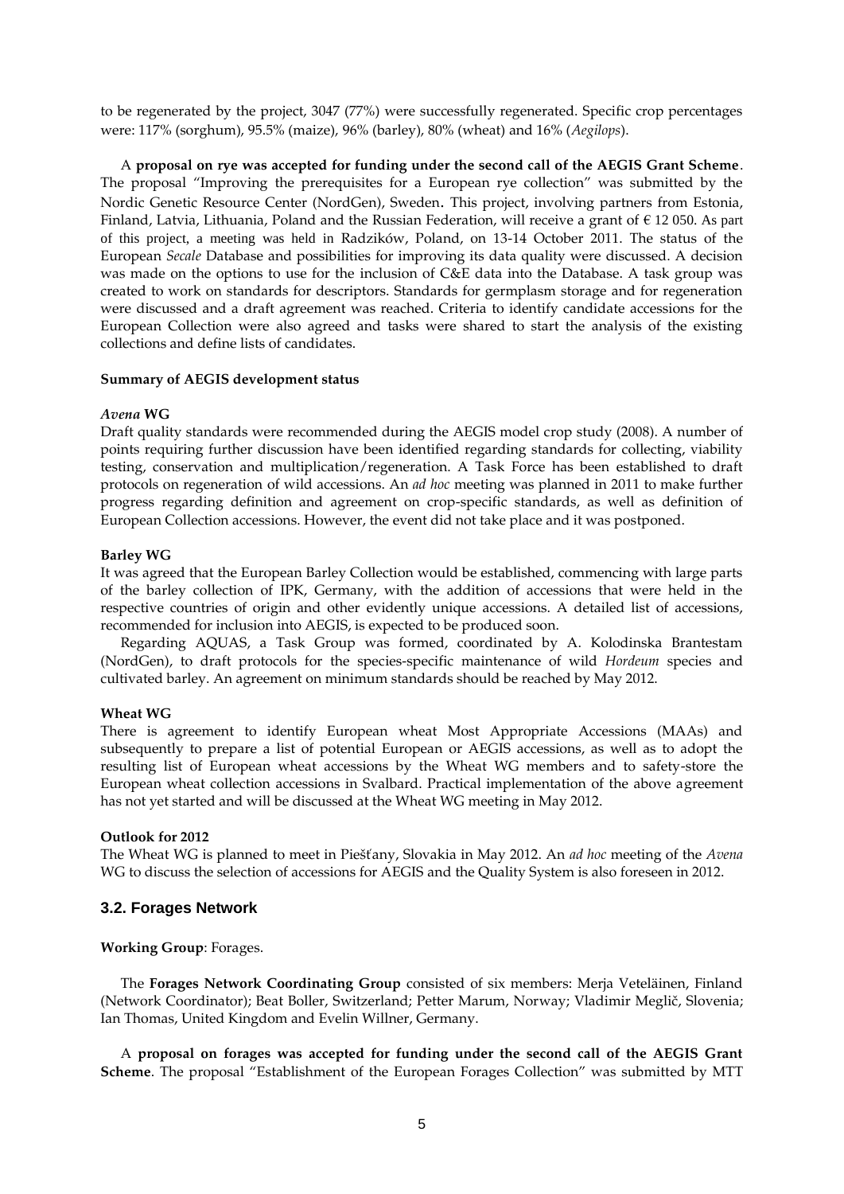to be regenerated by the project, 3047 (77%) were successfully regenerated. Specific crop percentages were: 117% (sorghum), 95.5% (maize), 96% (barley), 80% (wheat) and 16% (*Aegilops*).

A **proposal on rye was accepted for funding under the second call of the AEGIS Grant Scheme**. The proposal "Improving the prerequisites for a European rye collection" was submitted by the Nordic Genetic Resource Center (NordGen), Sweden. This project, involving partners from Estonia, Finland, Latvia, Lithuania, Poland and the Russian Federation, will receive a grant of € 12 050. As part of this project, a meeting was held in Radzików, Poland, on 13-14 October 2011. The status of the European *Secale* Database and possibilities for improving its data quality were discussed. A decision was made on the options to use for the inclusion of C&E data into the Database. A task group was created to work on standards for descriptors. Standards for germplasm storage and for regeneration were discussed and a draft agreement was reached. Criteria to identify candidate accessions for the European Collection were also agreed and tasks were shared to start the analysis of the existing collections and define lists of candidates.

**Summary of AEGIS development status**

***Avena* WG**

Draft quality standards were recommended during the AEGIS model crop study (2008). A number of points requiring further discussion have been identified regarding standards for collecting, viability testing, conservation and multiplication/regeneration. A Task Force has been established to draft protocols on regeneration of wild accessions. An *ad hoc* meeting was planned in 2011 to make further progress regarding definition and agreement on crop-specific standards, as well as definition of European Collection accessions. However, the event did not take place and it was postponed.

**Barley WG**

It was agreed that the European Barley Collection would be established, commencing with large parts of the barley collection of IPK, Germany, with the addition of accessions that were held in the respective countries of origin and other evidently unique accessions. A detailed list of accessions, recommended for inclusion into AEGIS, is expected to be produced soon.

Regarding AQUAS, a Task Group was formed, coordinated by A. Kolodinska Brantestam (NordGen), to draft protocols for the species-specific maintenance of wild *Hordeum* species and cultivated barley. An agreement on minimum standards should be reached by May 2012.

**Wheat WG**

There is agreement to identify European wheat Most Appropriate Accessions (MAAs) and subsequently to prepare a list of potential European or AEGIS accessions, as well as to adopt the resulting list of European wheat accessions by the Wheat WG members and to safety-store the European wheat collection accessions in Svalbard. Practical implementation of the above agreement has not yet started and will be discussed at the Wheat WG meeting in May 2012.

**Outlook for 2012**

The Wheat WG is planned to meet in Piešťany, Slovakia in May 2012. An *ad hoc* meeting of the *Avena* WG to discuss the selection of accessions for AEGIS and the Quality System is also foreseen in 2012.

### 3.2. Forages Network

**Working Group**: Forages.

The **Forages Network Coordinating Group** consisted of six members: Merja Veteläinen, Finland (Network Coordinator); Beat Boller, Switzerland; Petter Marum, Norway; Vladimir Meglič, Slovenia; Ian Thomas, United Kingdom and Evelin Willner, Germany.

A **proposal on forages was accepted for funding under the second call of the AEGIS Grant Scheme**. The proposal "Establishment of the European Forages Collection" was submitted by MTT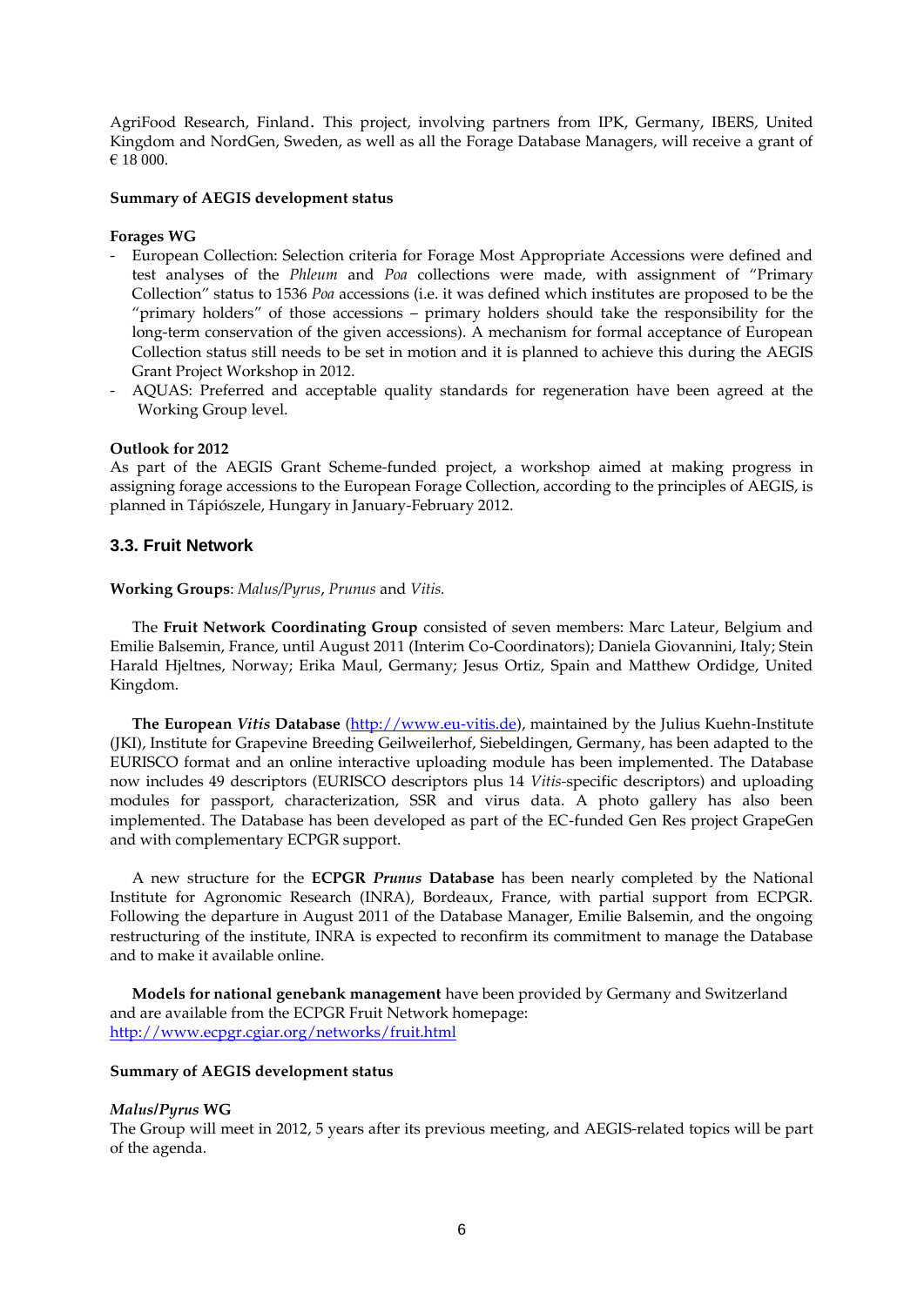AgriFood Research, Finland. This project, involving partners from IPK, Germany, IBERS, United Kingdom and NordGen, Sweden, as well as all the Forage Database Managers, will receive a grant of € 18 000.

**Summary of AEGIS development status**

**Forages WG**

- European Collection: Selection criteria for Forage Most Appropriate Accessions were defined and test analyses of the *Phleum* and *Poa* collections were made, with assignment of "Primary Collection" status to 1536 *Poa* accessions (i.e. it was defined which institutes are proposed to be the "primary holders" of those accessions – primary holders should take the responsibility for the long-term conservation of the given accessions). A mechanism for formal acceptance of European Collection status still needs to be set in motion and it is planned to achieve this during the AEGIS Grant Project Workshop in 2012.
- AQUAS: Preferred and acceptable quality standards for regeneration have been agreed at the Working Group level.

**Outlook for 2012**

As part of the AEGIS Grant Scheme-funded project, a workshop aimed at making progress in assigning forage accessions to the European Forage Collection, according to the principles of AEGIS, is planned in Tápiószele, Hungary in January-February 2012.

### 3.3. Fruit Network

**Working Groups**: *Malus/Pyrus*, *Prunus* and *Vitis.*

The **Fruit Network Coordinating Group** consisted of seven members: Marc Lateur, Belgium and Emilie Balsemin, France, until August 2011 (Interim Co-Coordinators); Daniela Giovannini, Italy; Stein Harald Hjeltnes, Norway; Erika Maul, Germany; Jesus Ortiz, Spain and Matthew Ordidge, United Kingdom.

**The European *Vitis* Database** (http://www.eu-vitis.de), maintained by the Julius Kuehn-Institute (JKI), Institute for Grapevine Breeding Geilweilerhof, Siebeldingen, Germany, has been adapted to the EURISCO format and an online interactive uploading module has been implemented. The Database now includes 49 descriptors (EURISCO descriptors plus 14 *Vitis*-specific descriptors) and uploading modules for passport, characterization, SSR and virus data. A photo gallery has also been implemented. The Database has been developed as part of the EC-funded Gen Res project GrapeGen and with complementary ECPGR support.

A new structure for the **ECPGR *Prunus* Database** has been nearly completed by the National Institute for Agronomic Research (INRA), Bordeaux, France, with partial support from ECPGR. Following the departure in August 2011 of the Database Manager, Emilie Balsemin, and the ongoing restructuring of the institute, INRA is expected to reconfirm its commitment to manage the Database and to make it available online.

**Models for national genebank management** have been provided by Germany and Switzerland and are available from the ECPGR Fruit Network homepage: http://www.ecpgr.cgiar.org/networks/fruit.html

**Summary of AEGIS development status**

***Malus/Pyrus* WG**

The Group will meet in 2012, 5 years after its previous meeting, and AEGIS-related topics will be part of the agenda.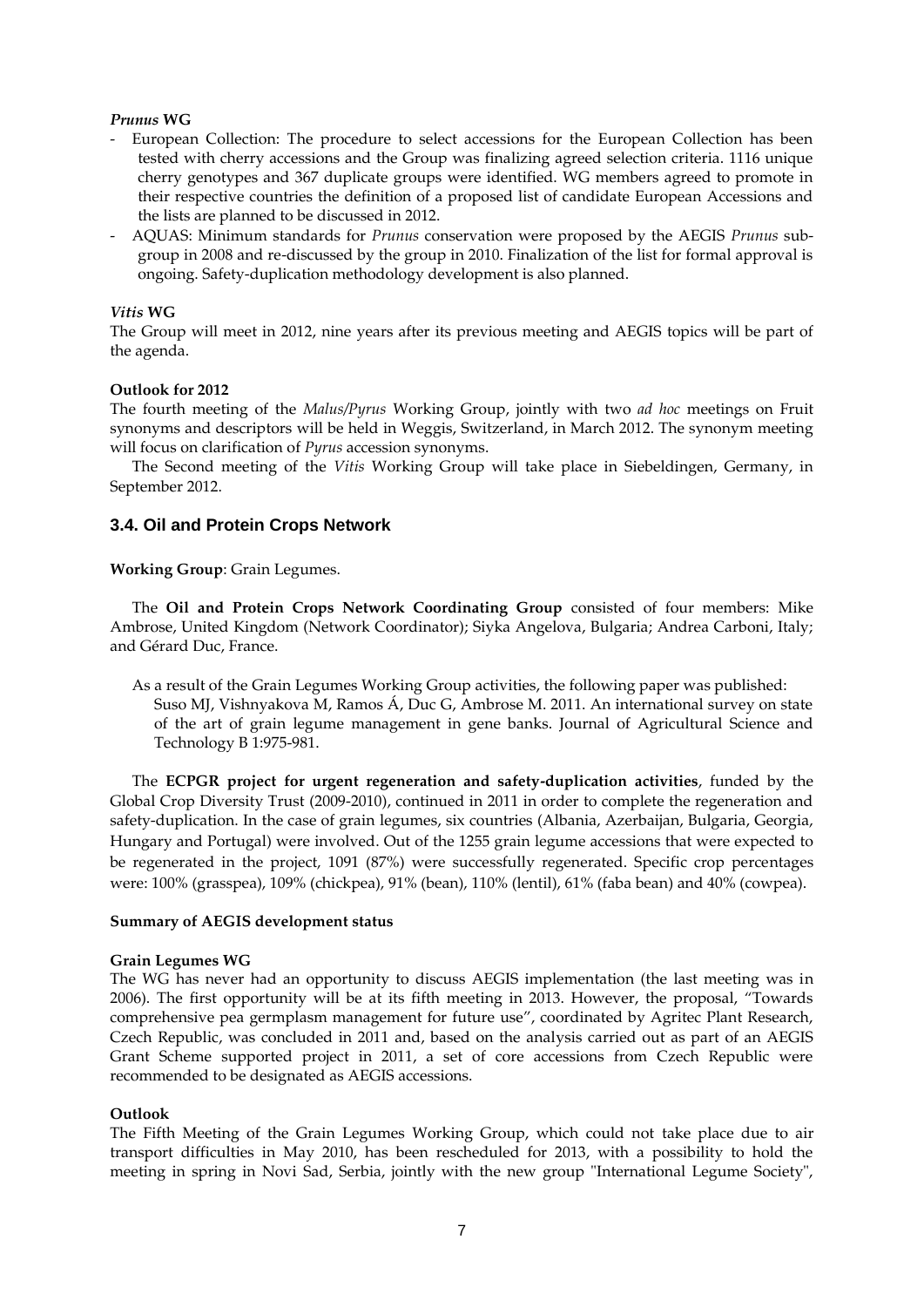***Prunus* WG**

- European Collection: The procedure to select accessions for the European Collection has been tested with cherry accessions and the Group was finalizing agreed selection criteria. 1116 unique cherry genotypes and 367 duplicate groups were identified. WG members agreed to promote in their respective countries the definition of a proposed list of candidate European Accessions and the lists are planned to be discussed in 2012.
- AQUAS: Minimum standards for *Prunus* conservation were proposed by the AEGIS *Prunus* subgroup in 2008 and re-discussed by the group in 2010. Finalization of the list for formal approval is ongoing. Safety-duplication methodology development is also planned.

***Vitis* WG**

The Group will meet in 2012, nine years after its previous meeting and AEGIS topics will be part of the agenda.

**Outlook for 2012**

The fourth meeting of the *Malus/Pyrus* Working Group, jointly with two *ad hoc* meetings on Fruit synonyms and descriptors will be held in Weggis, Switzerland, in March 2012. The synonym meeting will focus on clarification of *Pyrus* accession synonyms.

The Second meeting of the *Vitis* Working Group will take place in Siebeldingen, Germany, in September 2012.

### 3.4. Oil and Protein Crops Network

**Working Group**: Grain Legumes.

The **Oil and Protein Crops Network Coordinating Group** consisted of four members: Mike Ambrose, United Kingdom (Network Coordinator); Siyka Angelova, Bulgaria; Andrea Carboni, Italy; and Gérard Duc, France.

As a result of the Grain Legumes Working Group activities, the following paper was published:
Suso MJ, Vishnyakova M, Ramos Á, Duc G, Ambrose M. 2011. An international survey on state of the art of grain legume management in gene banks. Journal of Agricultural Science and Technology B 1:975-981.

The **ECPGR project for urgent regeneration and safety-duplication activities**, funded by the Global Crop Diversity Trust (2009-2010), continued in 2011 in order to complete the regeneration and safety-duplication. In the case of grain legumes, six countries (Albania, Azerbaijan, Bulgaria, Georgia, Hungary and Portugal) were involved. Out of the 1255 grain legume accessions that were expected to be regenerated in the project, 1091 (87%) were successfully regenerated. Specific crop percentages were: 100% (grasspea), 109% (chickpea), 91% (bean), 110% (lentil), 61% (faba bean) and 40% (cowpea).

**Summary of AEGIS development status**

**Grain Legumes WG**

The WG has never had an opportunity to discuss AEGIS implementation (the last meeting was in 2006). The first opportunity will be at its fifth meeting in 2013. However, the proposal, "Towards comprehensive pea germplasm management for future use", coordinated by Agritec Plant Research, Czech Republic, was concluded in 2011 and, based on the analysis carried out as part of an AEGIS Grant Scheme supported project in 2011, a set of core accessions from Czech Republic were recommended to be designated as AEGIS accessions.

**Outlook**

The Fifth Meeting of the Grain Legumes Working Group, which could not take place due to air transport difficulties in May 2010, has been rescheduled for 2013, with a possibility to hold the meeting in spring in Novi Sad, Serbia, jointly with the new group "International Legume Society",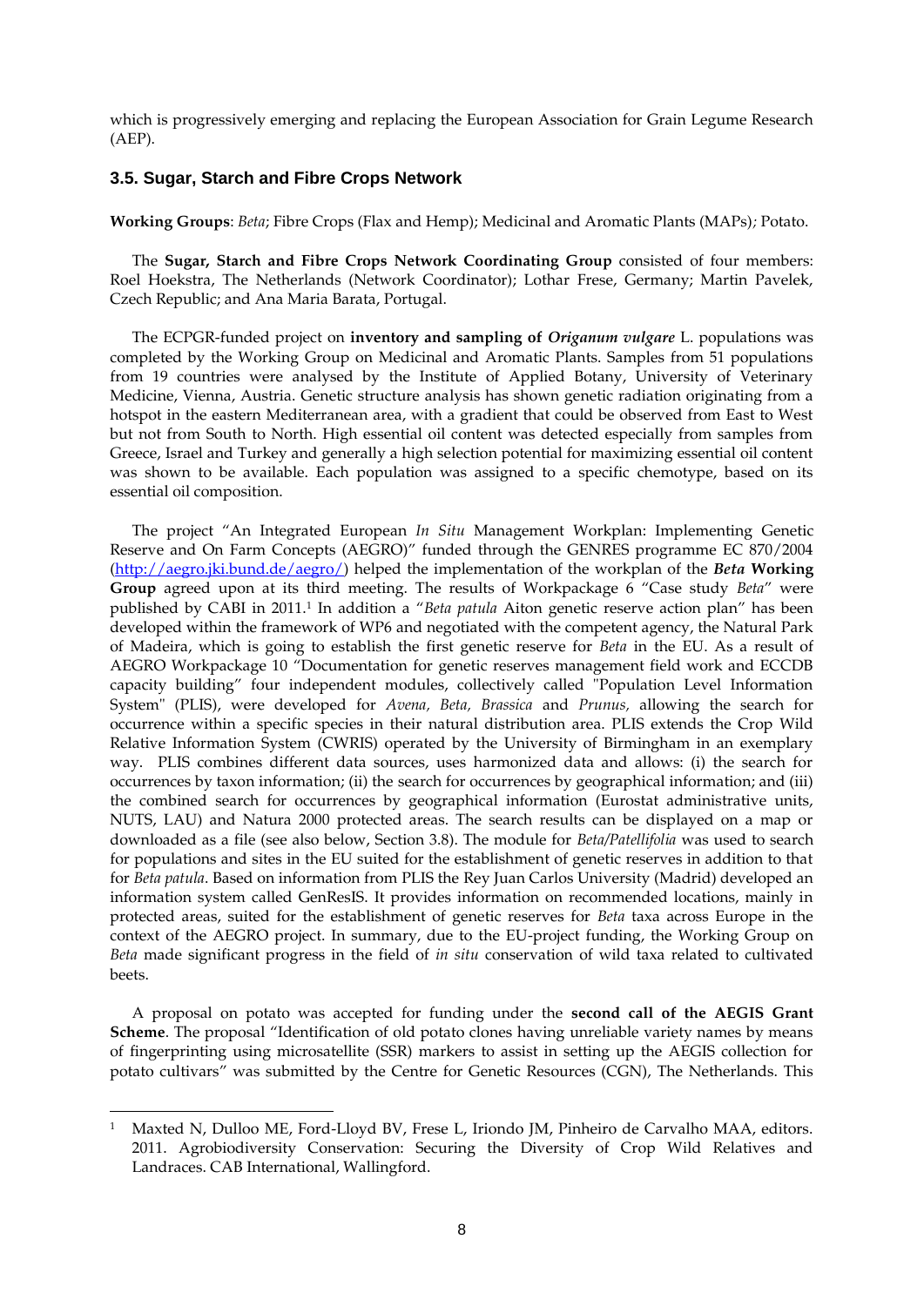which is progressively emerging and replacing the European Association for Grain Legume Research (AEP).

### 3.5. Sugar, Starch and Fibre Crops Network

**Working Groups**: *Beta*; Fibre Crops (Flax and Hemp); Medicinal and Aromatic Plants (MAPs); Potato.

The **Sugar, Starch and Fibre Crops Network Coordinating Group** consisted of four members: Roel Hoekstra, The Netherlands (Network Coordinator); Lothar Frese, Germany; Martin Pavelek, Czech Republic; and Ana Maria Barata, Portugal.

The ECPGR-funded project on **inventory and sampling of *Origanum vulgare*** L. populations was completed by the Working Group on Medicinal and Aromatic Plants. Samples from 51 populations from 19 countries were analysed by the Institute of Applied Botany, University of Veterinary Medicine, Vienna, Austria. Genetic structure analysis has shown genetic radiation originating from a hotspot in the eastern Mediterranean area, with a gradient that could be observed from East to West but not from South to North. High essential oil content was detected especially from samples from Greece, Israel and Turkey and generally a high selection potential for maximizing essential oil content was shown to be available. Each population was assigned to a specific chemotype, based on its essential oil composition.

The project "An Integrated European *In Situ* Management Workplan: Implementing Genetic Reserve and On Farm Concepts (AEGRO)" funded through the GENRES programme EC 870/2004 (http://aegro.jki.bund.de/aegro/) helped the implementation of the workplan of the ***Beta* Working Group** agreed upon at its third meeting. The results of Workpackage 6 "Case study *Beta*" were published by CABI in 2011.[1] In addition a "*Beta patula* Aiton genetic reserve action plan" has been developed within the framework of WP6 and negotiated with the competent agency, the Natural Park of Madeira, which is going to establish the first genetic reserve for *Beta* in the EU. As a result of AEGRO Workpackage 10 "Documentation for genetic reserves management field work and ECCDB capacity building" four independent modules, collectively called "Population Level Information System" (PLIS), were developed for *Avena, Beta, Brassica* and *Prunus,* allowing the search for occurrence within a specific species in their natural distribution area. PLIS extends the Crop Wild Relative Information System (CWRIS) operated by the University of Birmingham in an exemplary way. PLIS combines different data sources, uses harmonized data and allows: (i) the search for occurrences by taxon information; (ii) the search for occurrences by geographical information; and (iii) the combined search for occurrences by geographical information (Eurostat administrative units, NUTS, LAU) and Natura 2000 protected areas. The search results can be displayed on a map or downloaded as a file (see also below, Section 3.8). The module for *Beta/Patellifolia* was used to search for populations and sites in the EU suited for the establishment of genetic reserves in addition to that for *Beta patula*. Based on information from PLIS the Rey Juan Carlos University (Madrid) developed an information system called GenResIS. It provides information on recommended locations, mainly in protected areas, suited for the establishment of genetic reserves for *Beta* taxa across Europe in the context of the AEGRO project. In summary, due to the EU-project funding, the Working Group on *Beta* made significant progress in the field of *in situ* conservation of wild taxa related to cultivated beets.

A proposal on potato was accepted for funding under the **second call of the AEGIS Grant Scheme**. The proposal "Identification of old potato clones having unreliable variety names by means of fingerprinting using microsatellite (SSR) markers to assist in setting up the AEGIS collection for potato cultivars" was submitted by the Centre for Genetic Resources (CGN), The Netherlands. This

[1] Maxted N, Dulloo ME, Ford-Lloyd BV, Frese L, Iriondo JM, Pinheiro de Carvalho MAA, editors. 2011. Agrobiodiversity Conservation: Securing the Diversity of Crop Wild Relatives and Landraces. CAB International, Wallingford.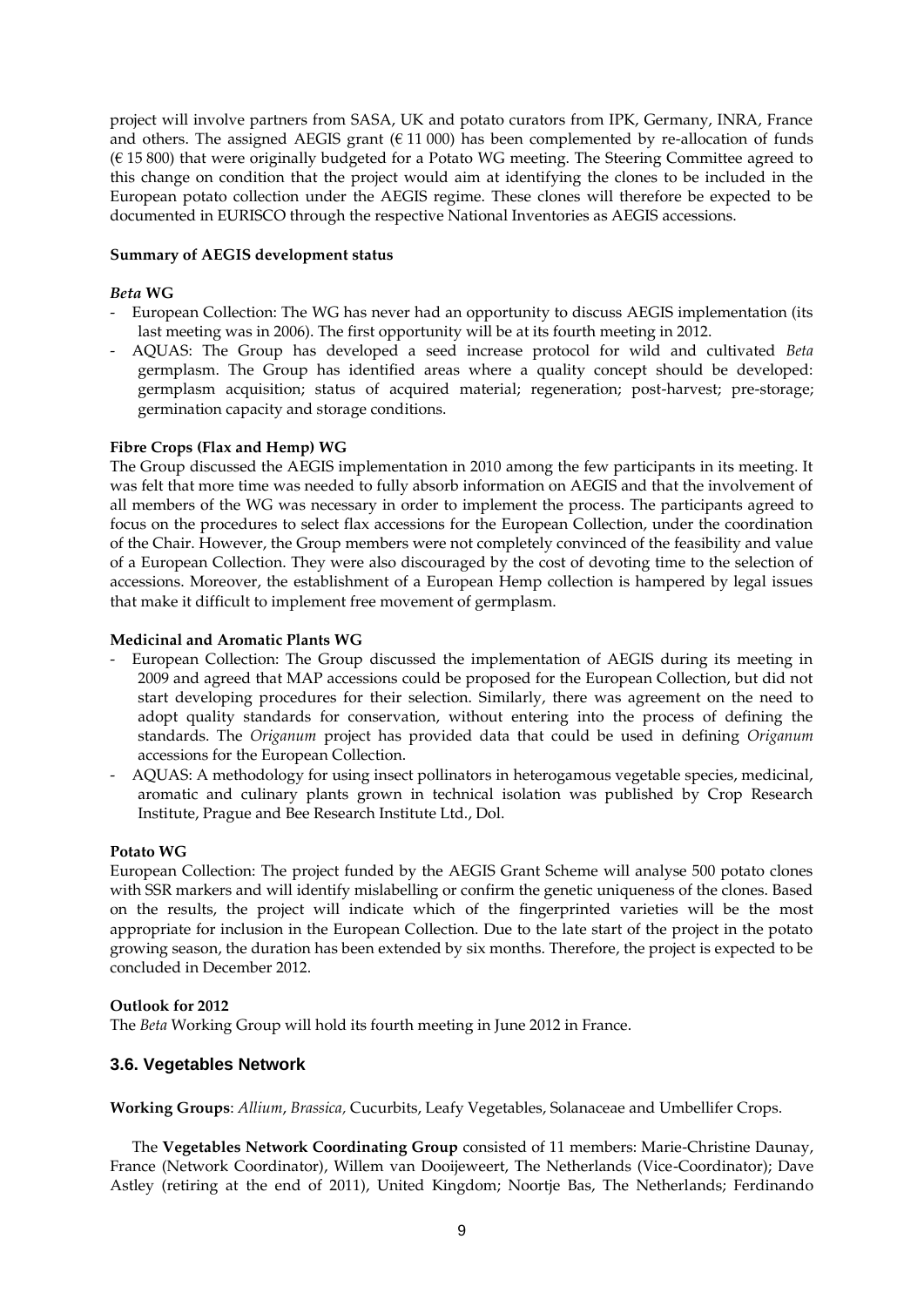project will involve partners from SASA, UK and potato curators from IPK, Germany, INRA, France and others. The assigned AEGIS grant (€ 11 000) has been complemented by re-allocation of funds (€ 15 800) that were originally budgeted for a Potato WG meeting. The Steering Committee agreed to this change on condition that the project would aim at identifying the clones to be included in the European potato collection under the AEGIS regime. These clones will therefore be expected to be documented in EURISCO through the respective National Inventories as AEGIS accessions.

**Summary of AEGIS development status**

***Beta* WG**

- European Collection: The WG has never had an opportunity to discuss AEGIS implementation (its last meeting was in 2006). The first opportunity will be at its fourth meeting in 2012.
- AQUAS: The Group has developed a seed increase protocol for wild and cultivated *Beta* germplasm. The Group has identified areas where a quality concept should be developed: germplasm acquisition; status of acquired material; regeneration; post-harvest; pre-storage; germination capacity and storage conditions.

**Fibre Crops (Flax and Hemp) WG**

The Group discussed the AEGIS implementation in 2010 among the few participants in its meeting. It was felt that more time was needed to fully absorb information on AEGIS and that the involvement of all members of the WG was necessary in order to implement the process. The participants agreed to focus on the procedures to select flax accessions for the European Collection, under the coordination of the Chair. However, the Group members were not completely convinced of the feasibility and value of a European Collection. They were also discouraged by the cost of devoting time to the selection of accessions. Moreover, the establishment of a European Hemp collection is hampered by legal issues that make it difficult to implement free movement of germplasm.

**Medicinal and Aromatic Plants WG**

- European Collection: The Group discussed the implementation of AEGIS during its meeting in 2009 and agreed that MAP accessions could be proposed for the European Collection, but did not start developing procedures for their selection. Similarly, there was agreement on the need to adopt quality standards for conservation, without entering into the process of defining the standards. The *Origanum* project has provided data that could be used in defining *Origanum* accessions for the European Collection.
- AQUAS: A methodology for using insect pollinators in heterogamous vegetable species, medicinal, aromatic and culinary plants grown in technical isolation was published by Crop Research Institute, Prague and Bee Research Institute Ltd., Dol.

**Potato WG**

European Collection: The project funded by the AEGIS Grant Scheme will analyse 500 potato clones with SSR markers and will identify mislabelling or confirm the genetic uniqueness of the clones. Based on the results, the project will indicate which of the fingerprinted varieties will be the most appropriate for inclusion in the European Collection. Due to the late start of the project in the potato growing season, the duration has been extended by six months. Therefore, the project is expected to be concluded in December 2012.

**Outlook for 2012**

The *Beta* Working Group will hold its fourth meeting in June 2012 in France.

### 3.6. Vegetables Network

**Working Groups**: *Allium*, *Brassica,* Cucurbits, Leafy Vegetables, Solanaceae and Umbellifer Crops.

The **Vegetables Network Coordinating Group** consisted of 11 members: Marie-Christine Daunay, France (Network Coordinator), Willem van Dooijeweert, The Netherlands (Vice-Coordinator); Dave Astley (retiring at the end of 2011), United Kingdom; Noortje Bas, The Netherlands; Ferdinando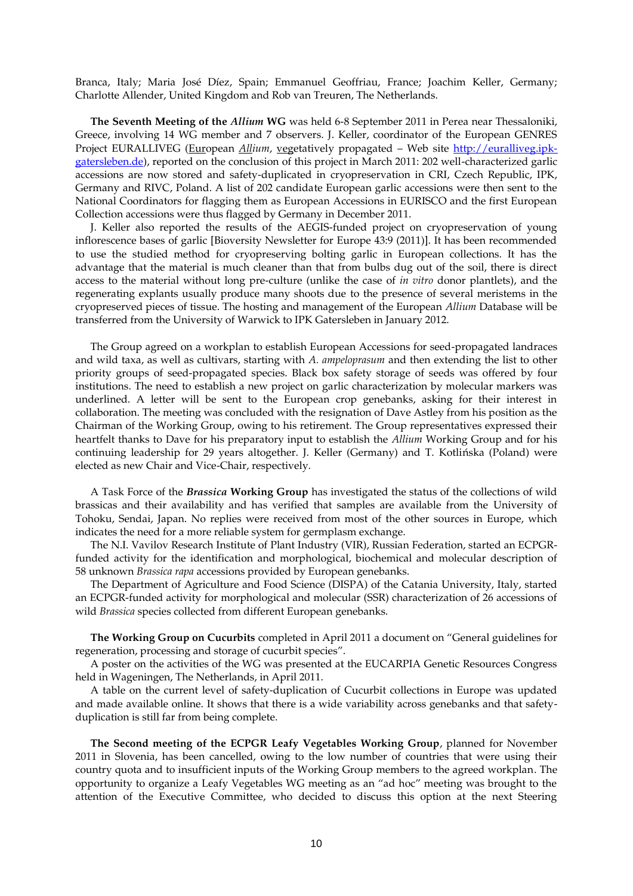Branca, Italy; Maria José Díez, Spain; Emmanuel Geoffriau, France; Joachim Keller, Germany; Charlotte Allender, United Kingdom and Rob van Treuren, The Netherlands.

**The Seventh Meeting of the *Allium* WG** was held 6-8 September 2011 in Perea near Thessaloniki, Greece, involving 14 WG member and 7 observers. J. Keller, coordinator of the European GENRES Project EURALLIVEG (European *Allium*, vegetatively propagated – Web site http://euralliveg.ipk-gatersleben.de), reported on the conclusion of this project in March 2011: 202 well-characterized garlic accessions are now stored and safety-duplicated in cryopreservation in CRI, Czech Republic, IPK, Germany and RIVC, Poland. A list of 202 candidate European garlic accessions were then sent to the National Coordinators for flagging them as European Accessions in EURISCO and the first European Collection accessions were thus flagged by Germany in December 2011.

J. Keller also reported the results of the AEGIS-funded project on cryopreservation of young inflorescence bases of garlic [Bioversity Newsletter for Europe 43:9 (2011)]. It has been recommended to use the studied method for cryopreserving bolting garlic in European collections. It has the advantage that the material is much cleaner than that from bulbs dug out of the soil, there is direct access to the material without long pre-culture (unlike the case of *in vitro* donor plantlets), and the regenerating explants usually produce many shoots due to the presence of several meristems in the cryopreserved pieces of tissue. The hosting and management of the European *Allium* Database will be transferred from the University of Warwick to IPK Gatersleben in January 2012.

The Group agreed on a workplan to establish European Accessions for seed-propagated landraces and wild taxa, as well as cultivars, starting with *A. ampeloprasum* and then extending the list to other priority groups of seed-propagated species. Black box safety storage of seeds was offered by four institutions. The need to establish a new project on garlic characterization by molecular markers was underlined. A letter will be sent to the European crop genebanks, asking for their interest in collaboration. The meeting was concluded with the resignation of Dave Astley from his position as the Chairman of the Working Group, owing to his retirement. The Group representatives expressed their heartfelt thanks to Dave for his preparatory input to establish the *Allium* Working Group and for his continuing leadership for 29 years altogether. J. Keller (Germany) and T. Kotlińska (Poland) were elected as new Chair and Vice-Chair, respectively.

A Task Force of the ***Brassica* Working Group** has investigated the status of the collections of wild brassicas and their availability and has verified that samples are available from the University of Tohoku, Sendai, Japan. No replies were received from most of the other sources in Europe, which indicates the need for a more reliable system for germplasm exchange.

The N.I. Vavilov Research Institute of Plant Industry (VIR), Russian Federation, started an ECPGR-funded activity for the identification and morphological, biochemical and molecular description of 58 unknown *Brassica rapa* accessions provided by European genebanks.

The Department of Agriculture and Food Science (DISPA) of the Catania University, Italy, started an ECPGR-funded activity for morphological and molecular (SSR) characterization of 26 accessions of wild *Brassica* species collected from different European genebanks.

**The Working Group on Cucurbits** completed in April 2011 a document on "General guidelines for regeneration, processing and storage of cucurbit species".

A poster on the activities of the WG was presented at the EUCARPIA Genetic Resources Congress held in Wageningen, The Netherlands, in April 2011.

A table on the current level of safety-duplication of Cucurbit collections in Europe was updated and made available online. It shows that there is a wide variability across genebanks and that safety-duplication is still far from being complete.

**The Second meeting of the ECPGR Leafy Vegetables Working Group**, planned for November 2011 in Slovenia, has been cancelled, owing to the low number of countries that were using their country quota and to insufficient inputs of the Working Group members to the agreed workplan. The opportunity to organize a Leafy Vegetables WG meeting as an "ad hoc" meeting was brought to the attention of the Executive Committee, who decided to discuss this option at the next Steering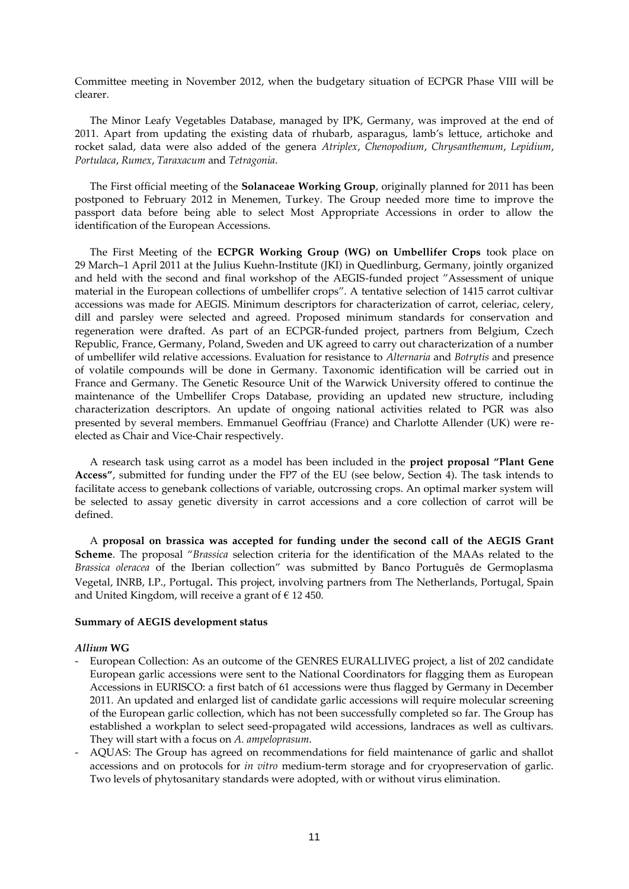Committee meeting in November 2012, when the budgetary situation of ECPGR Phase VIII will be clearer.

The Minor Leafy Vegetables Database, managed by IPK, Germany, was improved at the end of 2011. Apart from updating the existing data of rhubarb, asparagus, lamb's lettuce, artichoke and rocket salad, data were also added of the genera *Atriplex*, *Chenopodium*, *Chrysanthemum*, *Lepidium*, *Portulaca*, *Rumex*, *Taraxacum* and *Tetragonia*.

The First official meeting of the **Solanaceae Working Group**, originally planned for 2011 has been postponed to February 2012 in Menemen, Turkey. The Group needed more time to improve the passport data before being able to select Most Appropriate Accessions in order to allow the identification of the European Accessions.

The First Meeting of the **ECPGR Working Group (WG) on Umbellifer Crops** took place on 29 March–1 April 2011 at the Julius Kuehn-Institute (JKI) in Quedlinburg, Germany, jointly organized and held with the second and final workshop of the AEGIS-funded project "Assessment of unique material in the European collections of umbellifer crops". A tentative selection of 1415 carrot cultivar accessions was made for AEGIS. Minimum descriptors for characterization of carrot, celeriac, celery, dill and parsley were selected and agreed. Proposed minimum standards for conservation and regeneration were drafted. As part of an ECPGR-funded project, partners from Belgium, Czech Republic, France, Germany, Poland, Sweden and UK agreed to carry out characterization of a number of umbellifer wild relative accessions. Evaluation for resistance to *Alternaria* and *Botrytis* and presence of volatile compounds will be done in Germany. Taxonomic identification will be carried out in France and Germany. The Genetic Resource Unit of the Warwick University offered to continue the maintenance of the Umbellifer Crops Database, providing an updated new structure, including characterization descriptors. An update of ongoing national activities related to PGR was also presented by several members. Emmanuel Geoffriau (France) and Charlotte Allender (UK) were re-elected as Chair and Vice-Chair respectively.

A research task using carrot as a model has been included in the **project proposal "Plant Gene Access"**, submitted for funding under the FP7 of the EU (see below, Section 4). The task intends to facilitate access to genebank collections of variable, outcrossing crops. An optimal marker system will be selected to assay genetic diversity in carrot accessions and a core collection of carrot will be defined.

A **proposal on brassica was accepted for funding under the second call of the AEGIS Grant Scheme**. The proposal "*Brassica* selection criteria for the identification of the MAAs related to the *Brassica oleracea* of the Iberian collection" was submitted by Banco Português de Germoplasma Vegetal, INRB, I.P., Portugal. This project, involving partners from The Netherlands, Portugal, Spain and United Kingdom, will receive a grant of € 12 450.

**Summary of AEGIS development status**

***Allium* WG**

- European Collection: As an outcome of the GENRES EURALLIVEG project, a list of 202 candidate European garlic accessions were sent to the National Coordinators for flagging them as European Accessions in EURISCO: a first batch of 61 accessions were thus flagged by Germany in December 2011. An updated and enlarged list of candidate garlic accessions will require molecular screening of the European garlic collection, which has not been successfully completed so far. The Group has established a workplan to select seed-propagated wild accessions, landraces as well as cultivars. They will start with a focus on *A. ampeloprasum*.
- AQUAS: The Group has agreed on recommendations for field maintenance of garlic and shallot accessions and on protocols for *in vitro* medium-term storage and for cryopreservation of garlic. Two levels of phytosanitary standards were adopted, with or without virus elimination.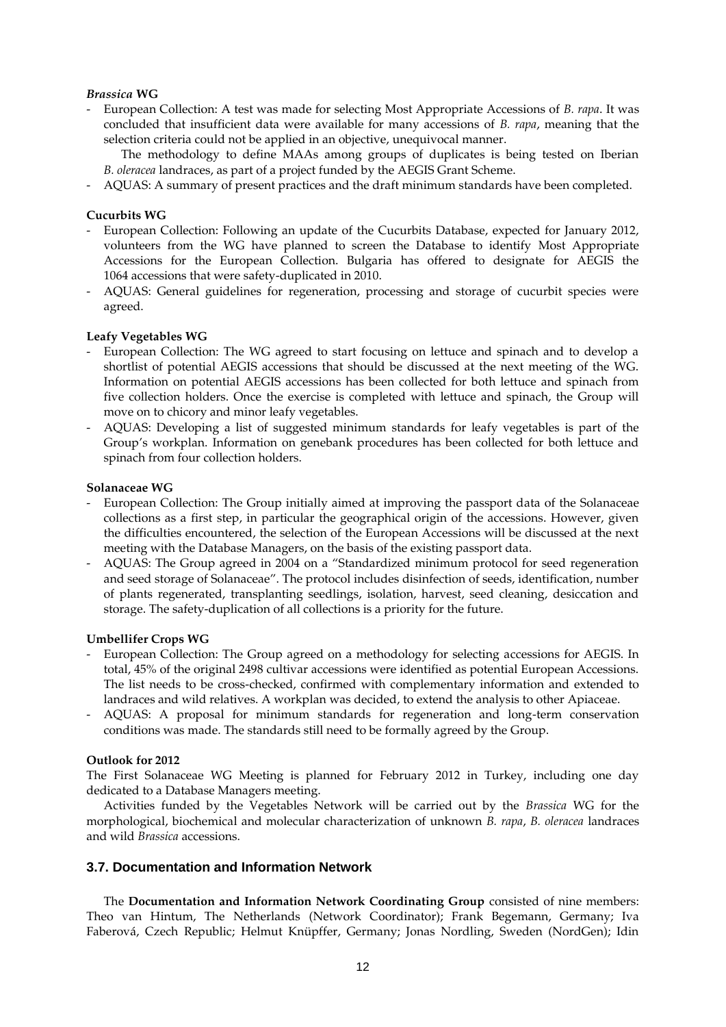#### *Brassica* WG

- European Collection: A test was made for selecting Most Appropriate Accessions of *B. rapa*. It was concluded that insufficient data were available for many accessions of *B. rapa*, meaning that the selection criteria could not be applied in an objective, unequivocal manner.

  The methodology to define MAAs among groups of duplicates is being tested on Iberian *B. oleracea* landraces, as part of a project funded by the AEGIS Grant Scheme.
- AQUAS: A summary of present practices and the draft minimum standards have been completed.

#### Cucurbits WG

- European Collection: Following an update of the Cucurbits Database, expected for January 2012, volunteers from the WG have planned to screen the Database to identify Most Appropriate Accessions for the European Collection. Bulgaria has offered to designate for AEGIS the 1064 accessions that were safety-duplicated in 2010.
- AQUAS: General guidelines for regeneration, processing and storage of cucurbit species were agreed.

#### Leafy Vegetables WG

- European Collection: The WG agreed to start focusing on lettuce and spinach and to develop a shortlist of potential AEGIS accessions that should be discussed at the next meeting of the WG. Information on potential AEGIS accessions has been collected for both lettuce and spinach from five collection holders. Once the exercise is completed with lettuce and spinach, the Group will move on to chicory and minor leafy vegetables.
- AQUAS: Developing a list of suggested minimum standards for leafy vegetables is part of the Group's workplan. Information on genebank procedures has been collected for both lettuce and spinach from four collection holders.

#### Solanaceae WG

- European Collection: The Group initially aimed at improving the passport data of the Solanaceae collections as a first step, in particular the geographical origin of the accessions. However, given the difficulties encountered, the selection of the European Accessions will be discussed at the next meeting with the Database Managers, on the basis of the existing passport data.
- AQUAS: The Group agreed in 2004 on a "Standardized minimum protocol for seed regeneration and seed storage of Solanaceae". The protocol includes disinfection of seeds, identification, number of plants regenerated, transplanting seedlings, isolation, harvest, seed cleaning, desiccation and storage. The safety-duplication of all collections is a priority for the future.

#### Umbellifer Crops WG

- European Collection: The Group agreed on a methodology for selecting accessions for AEGIS. In total, 45% of the original 2498 cultivar accessions were identified as potential European Accessions. The list needs to be cross-checked, confirmed with complementary information and extended to landraces and wild relatives. A workplan was decided, to extend the analysis to other Apiaceae.
- AQUAS: A proposal for minimum standards for regeneration and long-term conservation conditions was made. The standards still need to be formally agreed by the Group.

#### Outlook for 2012

The First Solanaceae WG Meeting is planned for February 2012 in Turkey, including one day dedicated to a Database Managers meeting.

Activities funded by the Vegetables Network will be carried out by the *Brassica* WG for the morphological, biochemical and molecular characterization of unknown *B. rapa*, *B. oleracea* landraces and wild *Brassica* accessions.

### 3.7. Documentation and Information Network

The **Documentation and Information Network Coordinating Group** consisted of nine members: Theo van Hintum, The Netherlands (Network Coordinator); Frank Begemann, Germany; Iva Faberová, Czech Republic; Helmut Knüpffer, Germany; Jonas Nordling, Sweden (NordGen); Idin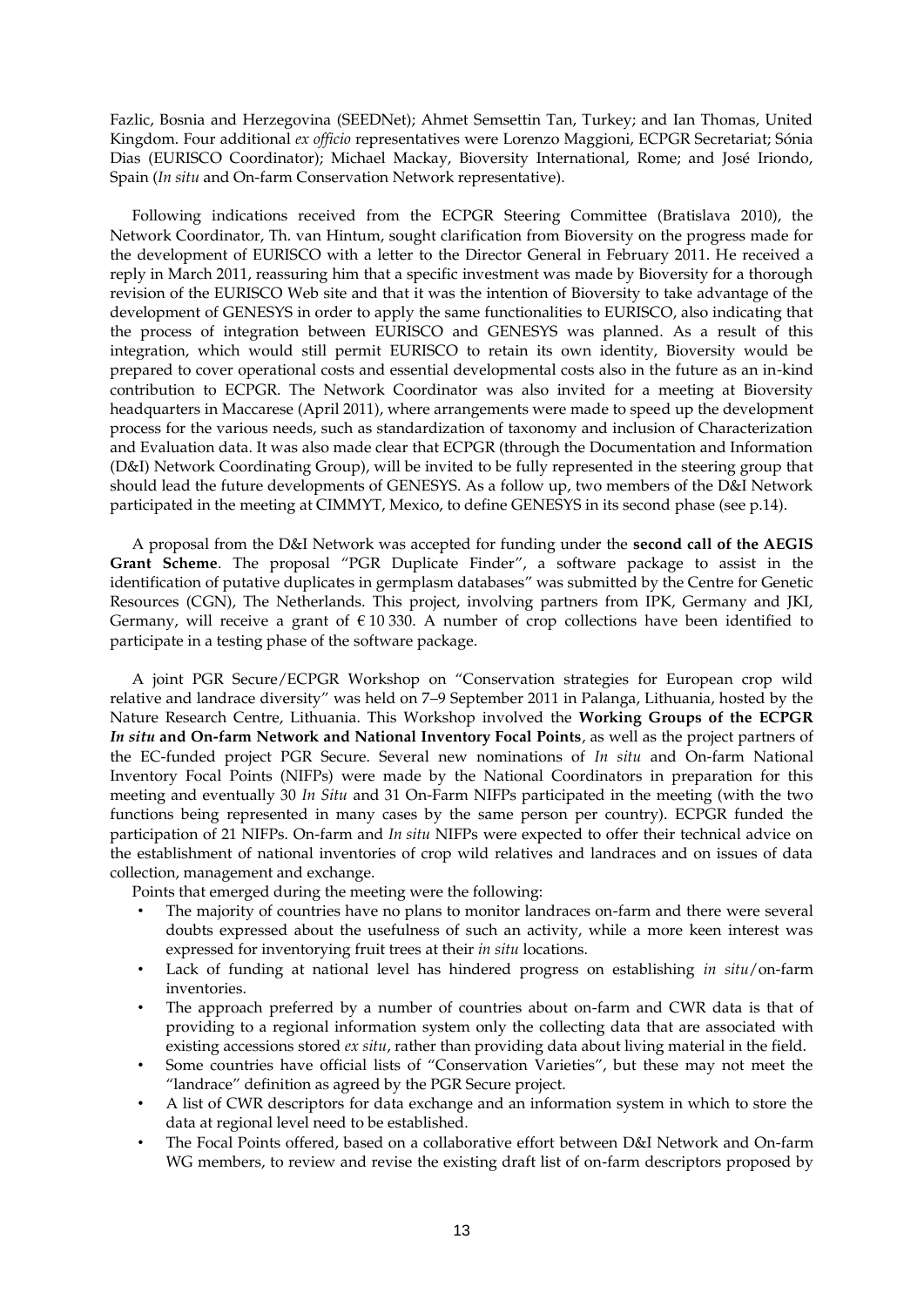Fazlic, Bosnia and Herzegovina (SEEDNet); Ahmet Semsettin Tan, Turkey; and Ian Thomas, United Kingdom. Four additional *ex officio* representatives were Lorenzo Maggioni, ECPGR Secretariat; Sónia Dias (EURISCO Coordinator); Michael Mackay, Bioversity International, Rome; and José Iriondo, Spain (*In situ* and On-farm Conservation Network representative).

Following indications received from the ECPGR Steering Committee (Bratislava 2010), the Network Coordinator, Th. van Hintum, sought clarification from Bioversity on the progress made for the development of EURISCO with a letter to the Director General in February 2011. He received a reply in March 2011, reassuring him that a specific investment was made by Bioversity for a thorough revision of the EURISCO Web site and that it was the intention of Bioversity to take advantage of the development of GENESYS in order to apply the same functionalities to EURISCO, also indicating that the process of integration between EURISCO and GENESYS was planned. As a result of this integration, which would still permit EURISCO to retain its own identity, Bioversity would be prepared to cover operational costs and essential developmental costs also in the future as an in-kind contribution to ECPGR. The Network Coordinator was also invited for a meeting at Bioversity headquarters in Maccarese (April 2011), where arrangements were made to speed up the development process for the various needs, such as standardization of taxonomy and inclusion of Characterization and Evaluation data. It was also made clear that ECPGR (through the Documentation and Information (D&I) Network Coordinating Group), will be invited to be fully represented in the steering group that should lead the future developments of GENESYS. As a follow up, two members of the D&I Network participated in the meeting at CIMMYT, Mexico, to define GENESYS in its second phase (see p.14).

A proposal from the D&I Network was accepted for funding under the **second call of the AEGIS Grant Scheme**. The proposal "PGR Duplicate Finder", a software package to assist in the identification of putative duplicates in germplasm databases" was submitted by the Centre for Genetic Resources (CGN), The Netherlands. This project, involving partners from IPK, Germany and JKI, Germany, will receive a grant of € 10 330. A number of crop collections have been identified to participate in a testing phase of the software package.

A joint PGR Secure/ECPGR Workshop on "Conservation strategies for European crop wild relative and landrace diversity" was held on 7–9 September 2011 in Palanga, Lithuania, hosted by the Nature Research Centre, Lithuania. This Workshop involved the **Working Groups of the ECPGR *In situ* and On-farm Network and National Inventory Focal Points**, as well as the project partners of the EC-funded project PGR Secure. Several new nominations of *In situ* and On-farm National Inventory Focal Points (NIFPs) were made by the National Coordinators in preparation for this meeting and eventually 30 *In Situ* and 31 On-Farm NIFPs participated in the meeting (with the two functions being represented in many cases by the same person per country). ECPGR funded the participation of 21 NIFPs. On-farm and *In situ* NIFPs were expected to offer their technical advice on the establishment of national inventories of crop wild relatives and landraces and on issues of data collection, management and exchange.

Points that emerged during the meeting were the following:

- The majority of countries have no plans to monitor landraces on-farm and there were several doubts expressed about the usefulness of such an activity, while a more keen interest was expressed for inventorying fruit trees at their *in situ* locations.
- Lack of funding at national level has hindered progress on establishing *in situ*/on-farm inventories.
- The approach preferred by a number of countries about on-farm and CWR data is that of providing to a regional information system only the collecting data that are associated with existing accessions stored *ex situ*, rather than providing data about living material in the field.
- Some countries have official lists of "Conservation Varieties", but these may not meet the "landrace" definition as agreed by the PGR Secure project.
- A list of CWR descriptors for data exchange and an information system in which to store the data at regional level need to be established.
- The Focal Points offered, based on a collaborative effort between D&I Network and On-farm WG members, to review and revise the existing draft list of on-farm descriptors proposed by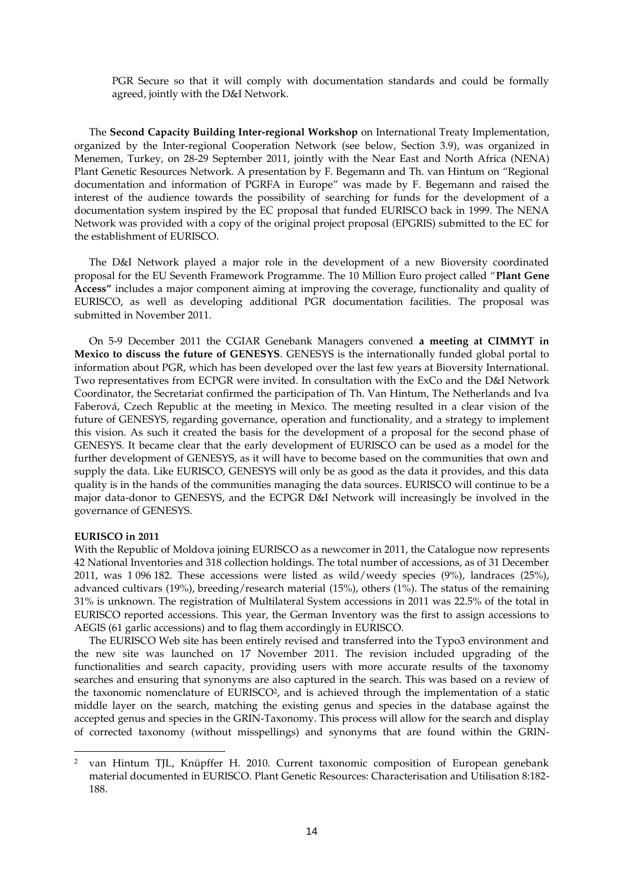PGR Secure so that it will comply with documentation standards and could be formally agreed, jointly with the D&I Network.

The **Second Capacity Building Inter-regional Workshop** on International Treaty Implementation, organized by the Inter-regional Cooperation Network (see below, Section 3.9), was organized in Menemen, Turkey, on 28-29 September 2011, jointly with the Near East and North Africa (NENA) Plant Genetic Resources Network. A presentation by F. Begemann and Th. van Hintum on "Regional documentation and information of PGRFA in Europe" was made by F. Begemann and raised the interest of the audience towards the possibility of searching for funds for the development of a documentation system inspired by the EC proposal that funded EURISCO back in 1999. The NENA Network was provided with a copy of the original project proposal (EPGRIS) submitted to the EC for the establishment of EURISCO.

The D&I Network played a major role in the development of a new Bioversity coordinated proposal for the EU Seventh Framework Programme. The 10 Million Euro project called "**Plant Gene Access"** includes a major component aiming at improving the coverage, functionality and quality of EURISCO, as well as developing additional PGR documentation facilities. The proposal was submitted in November 2011.

On 5-9 December 2011 the CGIAR Genebank Managers convened **a meeting at CIMMYT in Mexico to discuss the future of GENESYS**. GENESYS is the internationally funded global portal to information about PGR, which has been developed over the last few years at Bioversity International. Two representatives from ECPGR were invited. In consultation with the ExCo and the D&I Network Coordinator, the Secretariat confirmed the participation of Th. Van Hintum, The Netherlands and Iva Faberová, Czech Republic at the meeting in Mexico. The meeting resulted in a clear vision of the future of GENESYS, regarding governance, operation and functionality, and a strategy to implement this vision. As such it created the basis for the development of a proposal for the second phase of GENESYS. It became clear that the early development of EURISCO can be used as a model for the further development of GENESYS, as it will have to become based on the communities that own and supply the data. Like EURISCO, GENESYS will only be as good as the data it provides, and this data quality is in the hands of the communities managing the data sources. EURISCO will continue to be a major data-donor to GENESYS, and the ECPGR D&I Network will increasingly be involved in the governance of GENESYS.

**EURISCO in 2011**

With the Republic of Moldova joining EURISCO as a newcomer in 2011, the Catalogue now represents 42 National Inventories and 318 collection holdings. The total number of accessions, as of 31 December 2011, was 1 096 182. These accessions were listed as wild/weedy species (9%), landraces (25%), advanced cultivars (19%), breeding/research material (15%), others (1%). The status of the remaining 31% is unknown. The registration of Multilateral System accessions in 2011 was 22.5% of the total in EURISCO reported accessions. This year, the German Inventory was the first to assign accessions to AEGIS (61 garlic accessions) and to flag them accordingly in EURISCO.

The EURISCO Web site has been entirely revised and transferred into the Typo3 environment and the new site was launched on 17 November 2011. The revision included upgrading of the functionalities and search capacity, providing users with more accurate results of the taxonomy searches and ensuring that synonyms are also captured in the search. This was based on a review of the taxonomic nomenclature of EURISCO[2], and is achieved through the implementation of a static middle layer on the search, matching the existing genus and species in the database against the accepted genus and species in the GRIN-Taxonomy. This process will allow for the search and display of corrected taxonomy (without misspellings) and synonyms that are found within the GRIN-

---

[2] van Hintum TJL, Knüpffer H. 2010. Current taxonomic composition of European genebank material documented in EURISCO. Plant Genetic Resources: Characterisation and Utilisation 8:182-188.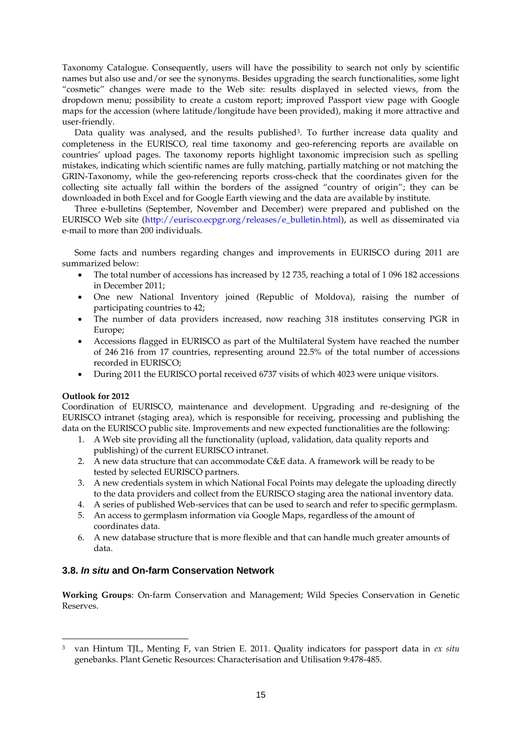Taxonomy Catalogue. Consequently, users will have the possibility to search not only by scientific names but also use and/or see the synonyms. Besides upgrading the search functionalities, some light “cosmetic” changes were made to the Web site: results displayed in selected views, from the dropdown menu; possibility to create a custom report; improved Passport view page with Google maps for the accession (where latitude/longitude have been provided), making it more attractive and user-friendly.

Data quality was analysed, and the results published[3]. To further increase data quality and completeness in the EURISCO, real time taxonomy and geo-referencing reports are available on countries’ upload pages. The taxonomy reports highlight taxonomic imprecision such as spelling mistakes, indicating which scientific names are fully matching, partially matching or not matching the GRIN-Taxonomy, while the geo-referencing reports cross-check that the coordinates given for the collecting site actually fall within the borders of the assigned “country of origin”; they can be downloaded in both Excel and for Google Earth viewing and the data are available by institute.

Three e-bulletins (September, November and December) were prepared and published on the EURISCO Web site (http://eurisco.ecpgr.org/releases/e_bulletin.html), as well as disseminated via e-mail to more than 200 individuals.

Some facts and numbers regarding changes and improvements in EURISCO during 2011 are summarized below:

- The total number of accessions has increased by 12 735, reaching a total of 1 096 182 accessions in December 2011;
- One new National Inventory joined (Republic of Moldova), raising the number of participating countries to 42;
- The number of data providers increased, now reaching 318 institutes conserving PGR in Europe;
- Accessions flagged in EURISCO as part of the Multilateral System have reached the number of 246 216 from 17 countries, representing around 22.5% of the total number of accessions recorded in EURISCO;
- During 2011 the EURISCO portal received 6737 visits of which 4023 were unique visitors.

**Outlook for 2012**

Coordination of EURISCO, maintenance and development. Upgrading and re-designing of the EURISCO intranet (staging area), which is responsible for receiving, processing and publishing the data on the EURISCO public site. Improvements and new expected functionalities are the following:

1. A Web site providing all the functionality (upload, validation, data quality reports and publishing) of the current EURISCO intranet.
2. A new data structure that can accommodate C&E data. A framework will be ready to be tested by selected EURISCO partners.
3. A new credentials system in which National Focal Points may delegate the uploading directly to the data providers and collect from the EURISCO staging area the national inventory data.
4. A series of published Web-services that can be used to search and refer to specific germplasm.
5. An access to germplasm information via Google Maps, regardless of the amount of coordinates data.
6. A new database structure that is more flexible and that can handle much greater amounts of data.

### 3.8. *In situ* and On-farm Conservation Network

**Working Groups**: On-farm Conservation and Management; Wild Species Conservation in Genetic Reserves.

---

[3] van Hintum TJL, Menting F, van Strien E. 2011. Quality indicators for passport data in *ex situ* genebanks. Plant Genetic Resources: Characterisation and Utilisation 9:478-485.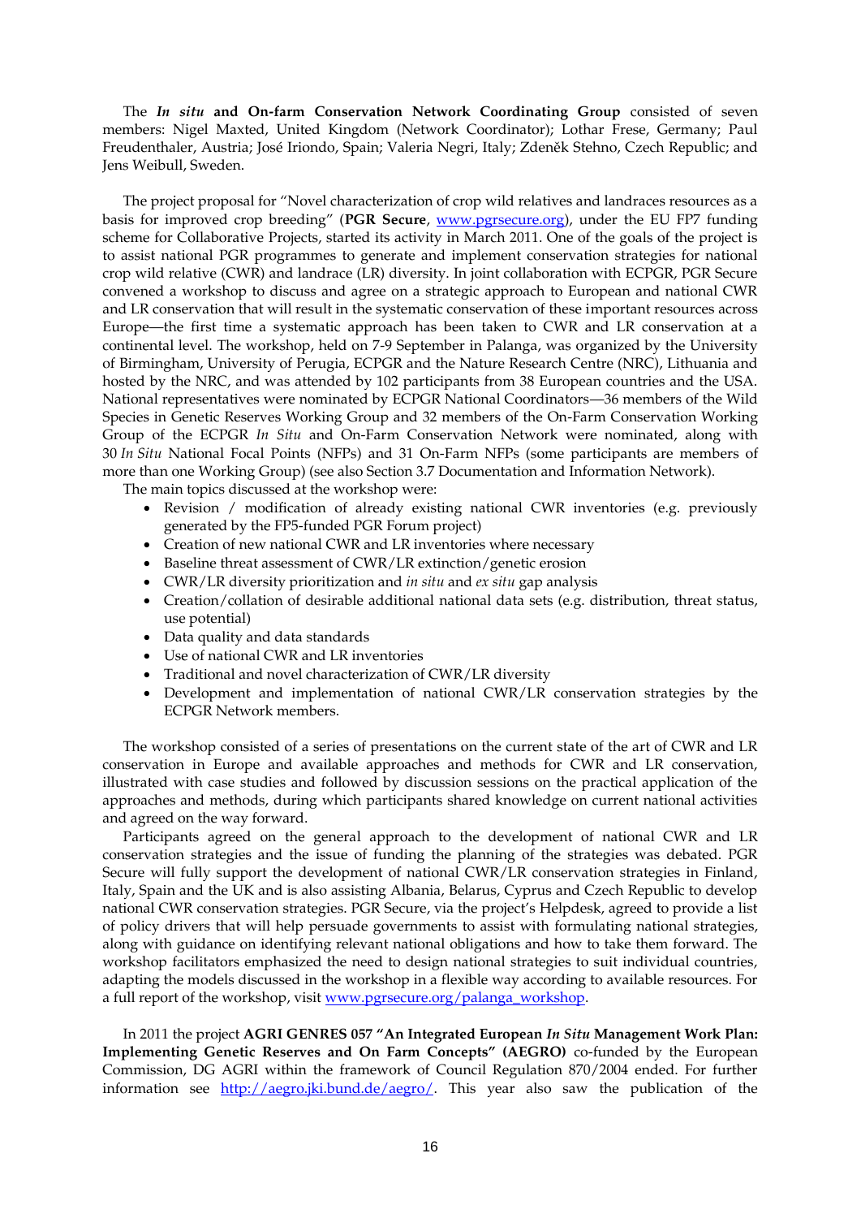The ***In situ* and On-farm Conservation Network Coordinating Group** consisted of seven members: Nigel Maxted, United Kingdom (Network Coordinator); Lothar Frese, Germany; Paul Freudenthaler, Austria; José Iriondo, Spain; Valeria Negri, Italy; Zdeněk Stehno, Czech Republic; and Jens Weibull, Sweden.

The project proposal for "Novel characterization of crop wild relatives and landraces resources as a basis for improved crop breeding" (**PGR Secure**, [www.pgrsecure.org](http://www.pgrsecure.org)), under the EU FP7 funding scheme for Collaborative Projects, started its activity in March 2011. One of the goals of the project is to assist national PGR programmes to generate and implement conservation strategies for national crop wild relative (CWR) and landrace (LR) diversity. In joint collaboration with ECPGR, PGR Secure convened a workshop to discuss and agree on a strategic approach to European and national CWR and LR conservation that will result in the systematic conservation of these important resources across Europe—the first time a systematic approach has been taken to CWR and LR conservation at a continental level. The workshop, held on 7-9 September in Palanga, was organized by the University of Birmingham, University of Perugia, ECPGR and the Nature Research Centre (NRC), Lithuania and hosted by the NRC, and was attended by 102 participants from 38 European countries and the USA. National representatives were nominated by ECPGR National Coordinators—36 members of the Wild Species in Genetic Reserves Working Group and 32 members of the On-Farm Conservation Working Group of the ECPGR *In Situ* and On-Farm Conservation Network were nominated, along with 30 *In Situ* National Focal Points (NFPs) and 31 On-Farm NFPs (some participants are members of more than one Working Group) (see also Section 3.7 Documentation and Information Network).

The main topics discussed at the workshop were:

- Revision / modification of already existing national CWR inventories (e.g. previously generated by the FP5-funded PGR Forum project)
- Creation of new national CWR and LR inventories where necessary
- Baseline threat assessment of CWR/LR extinction/genetic erosion
- CWR/LR diversity prioritization and *in situ* and *ex situ* gap analysis
- Creation/collation of desirable additional national data sets (e.g. distribution, threat status, use potential)
- Data quality and data standards
- Use of national CWR and LR inventories
- Traditional and novel characterization of CWR/LR diversity
- Development and implementation of national CWR/LR conservation strategies by the ECPGR Network members.

The workshop consisted of a series of presentations on the current state of the art of CWR and LR conservation in Europe and available approaches and methods for CWR and LR conservation, illustrated with case studies and followed by discussion sessions on the practical application of the approaches and methods, during which participants shared knowledge on current national activities and agreed on the way forward.

Participants agreed on the general approach to the development of national CWR and LR conservation strategies and the issue of funding the planning of the strategies was debated. PGR Secure will fully support the development of national CWR/LR conservation strategies in Finland, Italy, Spain and the UK and is also assisting Albania, Belarus, Cyprus and Czech Republic to develop national CWR conservation strategies. PGR Secure, via the project's Helpdesk, agreed to provide a list of policy drivers that will help persuade governments to assist with formulating national strategies, along with guidance on identifying relevant national obligations and how to take them forward. The workshop facilitators emphasized the need to design national strategies to suit individual countries, adapting the models discussed in the workshop in a flexible way according to available resources. For a full report of the workshop, visit [www.pgrsecure.org/palanga_workshop](http://www.pgrsecure.org/palanga_workshop).

In 2011 the project **AGRI GENRES 057 "An Integrated European *In Situ* Management Work Plan: Implementing Genetic Reserves and On Farm Concepts" (AEGRO)** co-funded by the European Commission, DG AGRI within the framework of Council Regulation 870/2004 ended. For further information see [http://aegro.jki.bund.de/aegro/](http://aegro.jki.bund.de/aegro/). This year also saw the publication of the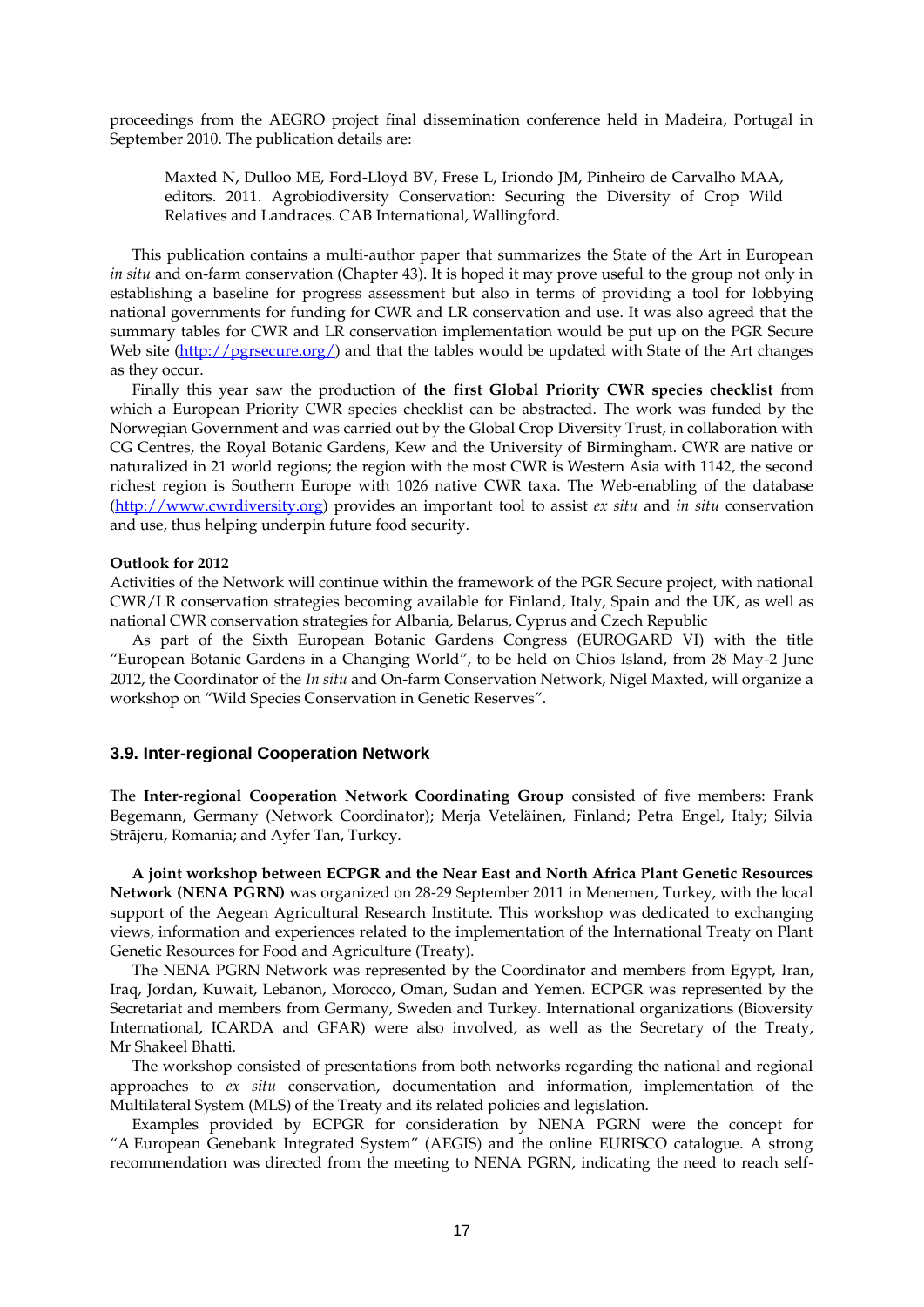proceedings from the AEGRO project final dissemination conference held in Madeira, Portugal in September 2010. The publication details are:

> Maxted N, Dulloo ME, Ford-Lloyd BV, Frese L, Iriondo JM, Pinheiro de Carvalho MAA, editors. 2011. Agrobiodiversity Conservation: Securing the Diversity of Crop Wild Relatives and Landraces. CAB International, Wallingford.

This publication contains a multi-author paper that summarizes the State of the Art in European *in situ* and on-farm conservation (Chapter 43). It is hoped it may prove useful to the group not only in establishing a baseline for progress assessment but also in terms of providing a tool for lobbying national governments for funding for CWR and LR conservation and use. It was also agreed that the summary tables for CWR and LR conservation implementation would be put up on the PGR Secure Web site (http://pgrsecure.org/) and that the tables would be updated with State of the Art changes as they occur.

Finally this year saw the production of **the first Global Priority CWR species checklist** from which a European Priority CWR species checklist can be abstracted. The work was funded by the Norwegian Government and was carried out by the Global Crop Diversity Trust, in collaboration with CG Centres, the Royal Botanic Gardens, Kew and the University of Birmingham. CWR are native or naturalized in 21 world regions; the region with the most CWR is Western Asia with 1142, the second richest region is Southern Europe with 1026 native CWR taxa. The Web-enabling of the database (http://www.cwrdiversity.org) provides an important tool to assist *ex situ* and *in situ* conservation and use, thus helping underpin future food security.

**Outlook for 2012**

Activities of the Network will continue within the framework of the PGR Secure project, with national CWR/LR conservation strategies becoming available for Finland, Italy, Spain and the UK, as well as national CWR conservation strategies for Albania, Belarus, Cyprus and Czech Republic

As part of the Sixth European Botanic Gardens Congress (EUROGARD VI) with the title "European Botanic Gardens in a Changing World", to be held on Chios Island, from 28 May-2 June 2012, the Coordinator of the *In situ* and On-farm Conservation Network, Nigel Maxted, will organize a workshop on "Wild Species Conservation in Genetic Reserves".

### 3.9. Inter-regional Cooperation Network

The **Inter-regional Cooperation Network Coordinating Group** consisted of five members: Frank Begemann, Germany (Network Coordinator); Merja Veteläinen, Finland; Petra Engel, Italy; Silvia Strãjeru, Romania; and Ayfer Tan, Turkey.

**A joint workshop between ECPGR and the Near East and North Africa Plant Genetic Resources Network (NENA PGRN)** was organized on 28-29 September 2011 in Menemen, Turkey, with the local support of the Aegean Agricultural Research Institute. This workshop was dedicated to exchanging views, information and experiences related to the implementation of the International Treaty on Plant Genetic Resources for Food and Agriculture (Treaty).

The NENA PGRN Network was represented by the Coordinator and members from Egypt, Iran, Iraq, Jordan, Kuwait, Lebanon, Morocco, Oman, Sudan and Yemen. ECPGR was represented by the Secretariat and members from Germany, Sweden and Turkey. International organizations (Bioversity International, ICARDA and GFAR) were also involved, as well as the Secretary of the Treaty, Mr Shakeel Bhatti.

The workshop consisted of presentations from both networks regarding the national and regional approaches to *ex situ* conservation, documentation and information, implementation of the Multilateral System (MLS) of the Treaty and its related policies and legislation.

Examples provided by ECPGR for consideration by NENA PGRN were the concept for "A European Genebank Integrated System" (AEGIS) and the online EURISCO catalogue. A strong recommendation was directed from the meeting to NENA PGRN, indicating the need to reach self-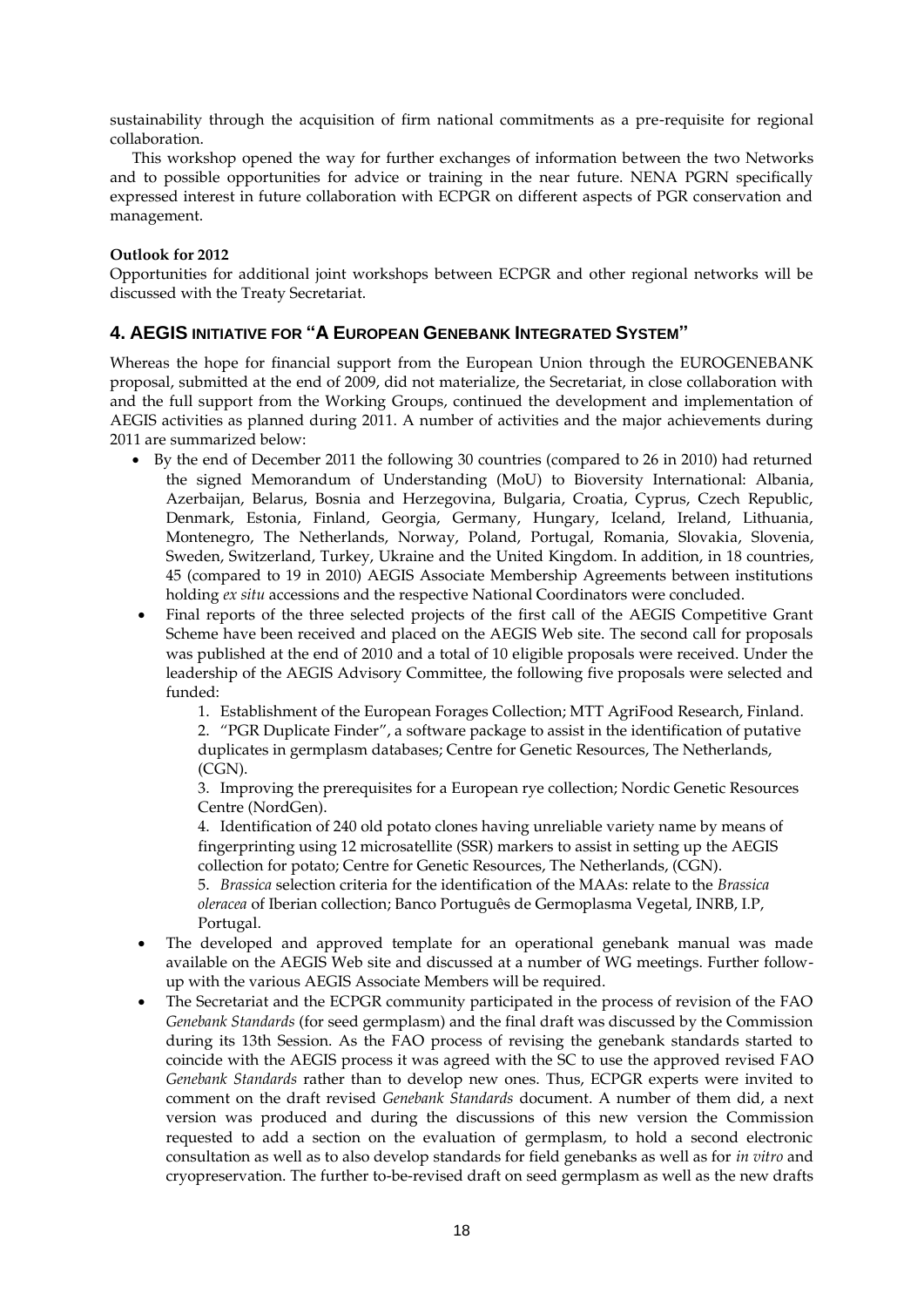sustainability through the acquisition of firm national commitments as a pre-requisite for regional collaboration.

This workshop opened the way for further exchanges of information between the two Networks and to possible opportunities for advice or training in the near future. NENA PGRN specifically expressed interest in future collaboration with ECPGR on different aspects of PGR conservation and management.

**Outlook for 2012**

Opportunities for additional joint workshops between ECPGR and other regional networks will be discussed with the Treaty Secretariat.

## 4. AEGIS INITIATIVE FOR "A EUROPEAN GENEBANK INTEGRATED SYSTEM"

Whereas the hope for financial support from the European Union through the EUROGENEBANK proposal, submitted at the end of 2009, did not materialize, the Secretariat, in close collaboration with and the full support from the Working Groups, continued the development and implementation of AEGIS activities as planned during 2011. A number of activities and the major achievements during 2011 are summarized below:

- By the end of December 2011 the following 30 countries (compared to 26 in 2010) had returned the signed Memorandum of Understanding (MoU) to Bioversity International: Albania, Azerbaijan, Belarus, Bosnia and Herzegovina, Bulgaria, Croatia, Cyprus, Czech Republic, Denmark, Estonia, Finland, Georgia, Germany, Hungary, Iceland, Ireland, Lithuania, Montenegro, The Netherlands, Norway, Poland, Portugal, Romania, Slovakia, Slovenia, Sweden, Switzerland, Turkey, Ukraine and the United Kingdom. In addition, in 18 countries, 45 (compared to 19 in 2010) AEGIS Associate Membership Agreements between institutions holding *ex situ* accessions and the respective National Coordinators were concluded.
- Final reports of the three selected projects of the first call of the AEGIS Competitive Grant Scheme have been received and placed on the AEGIS Web site. The second call for proposals was published at the end of 2010 and a total of 10 eligible proposals were received. Under the leadership of the AEGIS Advisory Committee, the following five proposals were selected and funded:
  1. Establishment of the European Forages Collection; MTT AgriFood Research, Finland.
  2. "PGR Duplicate Finder", a software package to assist in the identification of putative duplicates in germplasm databases; Centre for Genetic Resources, The Netherlands, (CGN).
  3. Improving the prerequisites for a European rye collection; Nordic Genetic Resources Centre (NordGen).
  4. Identification of 240 old potato clones having unreliable variety name by means of fingerprinting using 12 microsatellite (SSR) markers to assist in setting up the AEGIS collection for potato; Centre for Genetic Resources, The Netherlands, (CGN).
  5. *Brassica* selection criteria for the identification of the MAAs: relate to the *Brassica oleracea* of Iberian collection; Banco Português de Germoplasma Vegetal, INRB, I.P, Portugal.
- The developed and approved template for an operational genebank manual was made available on the AEGIS Web site and discussed at a number of WG meetings. Further follow-up with the various AEGIS Associate Members will be required.
- The Secretariat and the ECPGR community participated in the process of revision of the FAO *Genebank Standards* (for seed germplasm) and the final draft was discussed by the Commission during its 13th Session. As the FAO process of revising the genebank standards started to coincide with the AEGIS process it was agreed with the SC to use the approved revised FAO *Genebank Standards* rather than to develop new ones. Thus, ECPGR experts were invited to comment on the draft revised *Genebank Standards* document. A number of them did, a next version was produced and during the discussions of this new version the Commission requested to add a section on the evaluation of germplasm, to hold a second electronic consultation as well as to also develop standards for field genebanks as well as for *in vitro* and cryopreservation. The further to-be-revised draft on seed germplasm as well as the new drafts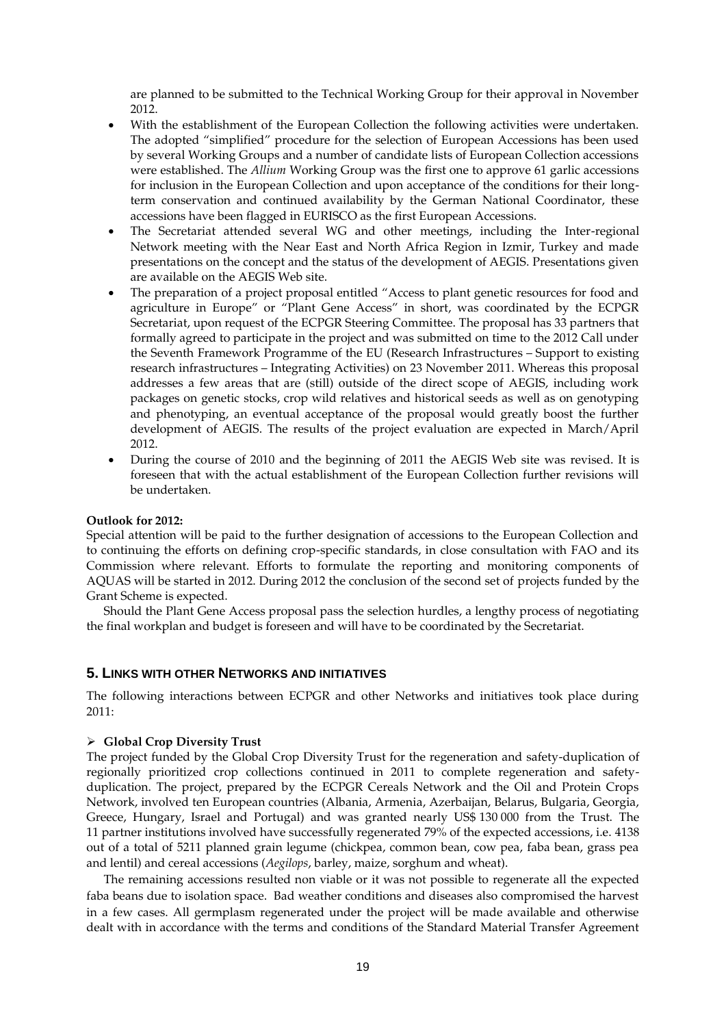are planned to be submitted to the Technical Working Group for their approval in November 2012.

- With the establishment of the European Collection the following activities were undertaken. The adopted "simplified" procedure for the selection of European Accessions has been used by several Working Groups and a number of candidate lists of European Collection accessions were established. The *Allium* Working Group was the first one to approve 61 garlic accessions for inclusion in the European Collection and upon acceptance of the conditions for their long-term conservation and continued availability by the German National Coordinator, these accessions have been flagged in EURISCO as the first European Accessions.
- The Secretariat attended several WG and other meetings, including the Inter-regional Network meeting with the Near East and North Africa Region in Izmir, Turkey and made presentations on the concept and the status of the development of AEGIS. Presentations given are available on the AEGIS Web site.
- The preparation of a project proposal entitled "Access to plant genetic resources for food and agriculture in Europe" or "Plant Gene Access" in short, was coordinated by the ECPGR Secretariat, upon request of the ECPGR Steering Committee. The proposal has 33 partners that formally agreed to participate in the project and was submitted on time to the 2012 Call under the Seventh Framework Programme of the EU (Research Infrastructures – Support to existing research infrastructures – Integrating Activities) on 23 November 2011. Whereas this proposal addresses a few areas that are (still) outside of the direct scope of AEGIS, including work packages on genetic stocks, crop wild relatives and historical seeds as well as on genotyping and phenotyping, an eventual acceptance of the proposal would greatly boost the further development of AEGIS. The results of the project evaluation are expected in March/April 2012.
- During the course of 2010 and the beginning of 2011 the AEGIS Web site was revised. It is foreseen that with the actual establishment of the European Collection further revisions will be undertaken.

**Outlook for 2012:**

Special attention will be paid to the further designation of accessions to the European Collection and to continuing the efforts on defining crop-specific standards, in close consultation with FAO and its Commission where relevant. Efforts to formulate the reporting and monitoring components of AQUAS will be started in 2012. During 2012 the conclusion of the second set of projects funded by the Grant Scheme is expected.

Should the Plant Gene Access proposal pass the selection hurdles, a lengthy process of negotiating the final workplan and budget is foreseen and will have to be coordinated by the Secretariat.

## 5. Links with other Networks and initiatives

The following interactions between ECPGR and other Networks and initiatives took place during 2011:

- **Global Crop Diversity Trust**

The project funded by the Global Crop Diversity Trust for the regeneration and safety-duplication of regionally prioritized crop collections continued in 2011 to complete regeneration and safety-duplication. The project, prepared by the ECPGR Cereals Network and the Oil and Protein Crops Network, involved ten European countries (Albania, Armenia, Azerbaijan, Belarus, Bulgaria, Georgia, Greece, Hungary, Israel and Portugal) and was granted nearly US$ 130 000 from the Trust. The 11 partner institutions involved have successfully regenerated 79% of the expected accessions, i.e. 4138 out of a total of 5211 planned grain legume (chickpea, common bean, cow pea, faba bean, grass pea and lentil) and cereal accessions (*Aegilops*, barley, maize, sorghum and wheat).

The remaining accessions resulted non viable or it was not possible to regenerate all the expected faba beans due to isolation space. Bad weather conditions and diseases also compromised the harvest in a few cases. All germplasm regenerated under the project will be made available and otherwise dealt with in accordance with the terms and conditions of the Standard Material Transfer Agreement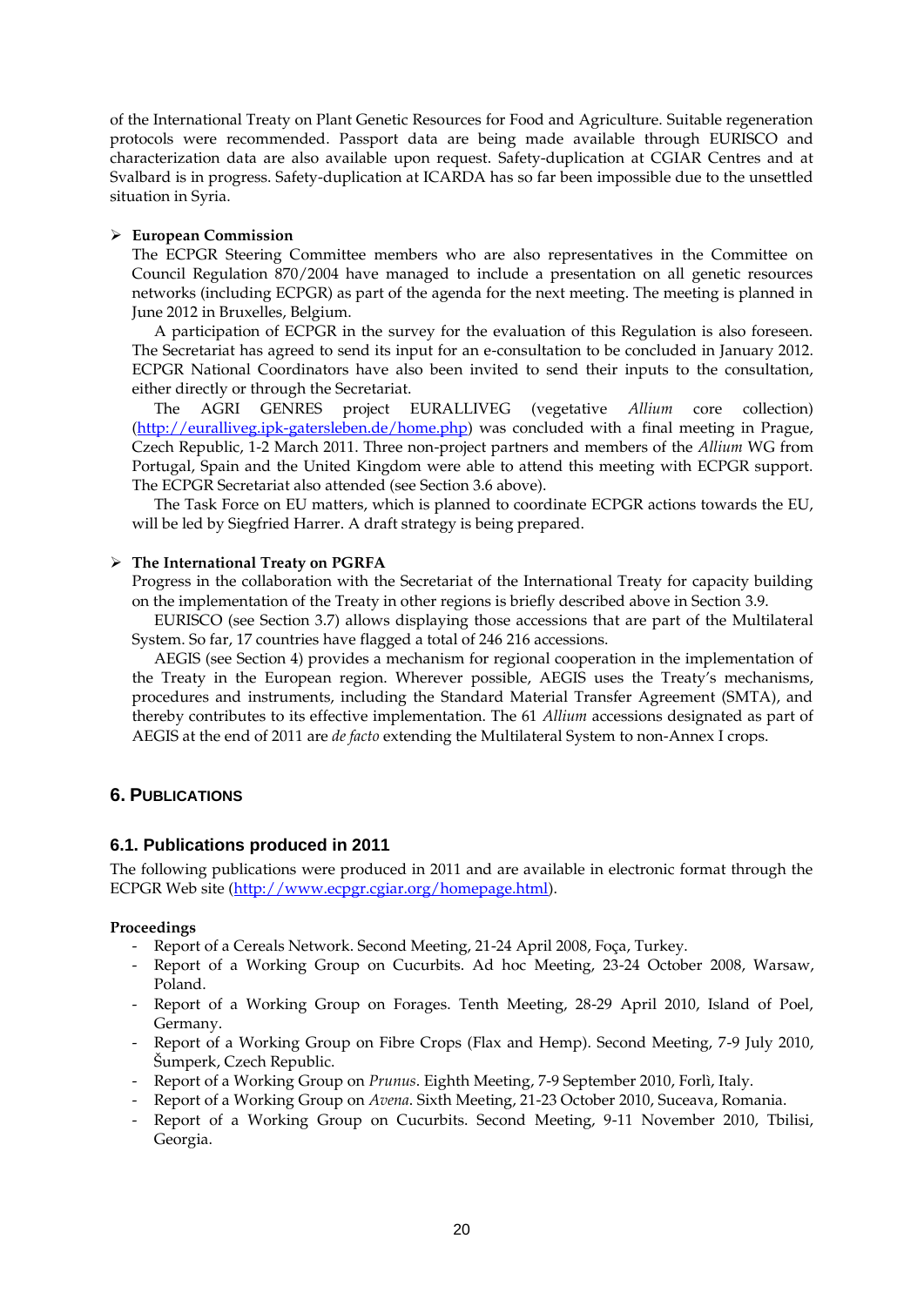of the International Treaty on Plant Genetic Resources for Food and Agriculture. Suitable regeneration protocols were recommended. Passport data are being made available through EURISCO and characterization data are also available upon request. Safety-duplication at CGIAR Centres and at Svalbard is in progress. Safety-duplication at ICARDA has so far been impossible due to the unsettled situation in Syria.

- **European Commission**

  The ECPGR Steering Committee members who are also representatives in the Committee on Council Regulation 870/2004 have managed to include a presentation on all genetic resources networks (including ECPGR) as part of the agenda for the next meeting. The meeting is planned in June 2012 in Bruxelles, Belgium.

  A participation of ECPGR in the survey for the evaluation of this Regulation is also foreseen. The Secretariat has agreed to send its input for an e-consultation to be concluded in January 2012. ECPGR National Coordinators have also been invited to send their inputs to the consultation, either directly or through the Secretariat.

  The AGRI GENRES project EURALLIVEG (vegetative *Allium* core collection) (http://euralliveg.ipk-gatersleben.de/home.php) was concluded with a final meeting in Prague, Czech Republic, 1-2 March 2011. Three non-project partners and members of the *Allium* WG from Portugal, Spain and the United Kingdom were able to attend this meeting with ECPGR support. The ECPGR Secretariat also attended (see Section 3.6 above).

  The Task Force on EU matters, which is planned to coordinate ECPGR actions towards the EU, will be led by Siegfried Harrer. A draft strategy is being prepared.

- **The International Treaty on PGRFA**

  Progress in the collaboration with the Secretariat of the International Treaty for capacity building on the implementation of the Treaty in other regions is briefly described above in Section 3.9.

  EURISCO (see Section 3.7) allows displaying those accessions that are part of the Multilateral System. So far, 17 countries have flagged a total of 246 216 accessions.

  AEGIS (see Section 4) provides a mechanism for regional cooperation in the implementation of the Treaty in the European region. Wherever possible, AEGIS uses the Treaty's mechanisms, procedures and instruments, including the Standard Material Transfer Agreement (SMTA), and thereby contributes to its effective implementation. The 61 *Allium* accessions designated as part of AEGIS at the end of 2011 are *de facto* extending the Multilateral System to non-Annex I crops.

## 6. Publications

### 6.1. Publications produced in 2011

The following publications were produced in 2011 and are available in electronic format through the ECPGR Web site (http://www.ecpgr.cgiar.org/homepage.html).

**Proceedings**

- Report of a Cereals Network. Second Meeting, 21-24 April 2008, Foça, Turkey.
- Report of a Working Group on Cucurbits. Ad hoc Meeting, 23-24 October 2008, Warsaw, Poland.
- Report of a Working Group on Forages. Tenth Meeting, 28-29 April 2010, Island of Poel, Germany.
- Report of a Working Group on Fibre Crops (Flax and Hemp). Second Meeting, 7-9 July 2010, Šumperk, Czech Republic.
- Report of a Working Group on *Prunus*. Eighth Meeting, 7-9 September 2010, Forlì, Italy.
- Report of a Working Group on *Avena*. Sixth Meeting, 21-23 October 2010, Suceava, Romania.
- Report of a Working Group on Cucurbits. Second Meeting, 9-11 November 2010, Tbilisi, Georgia.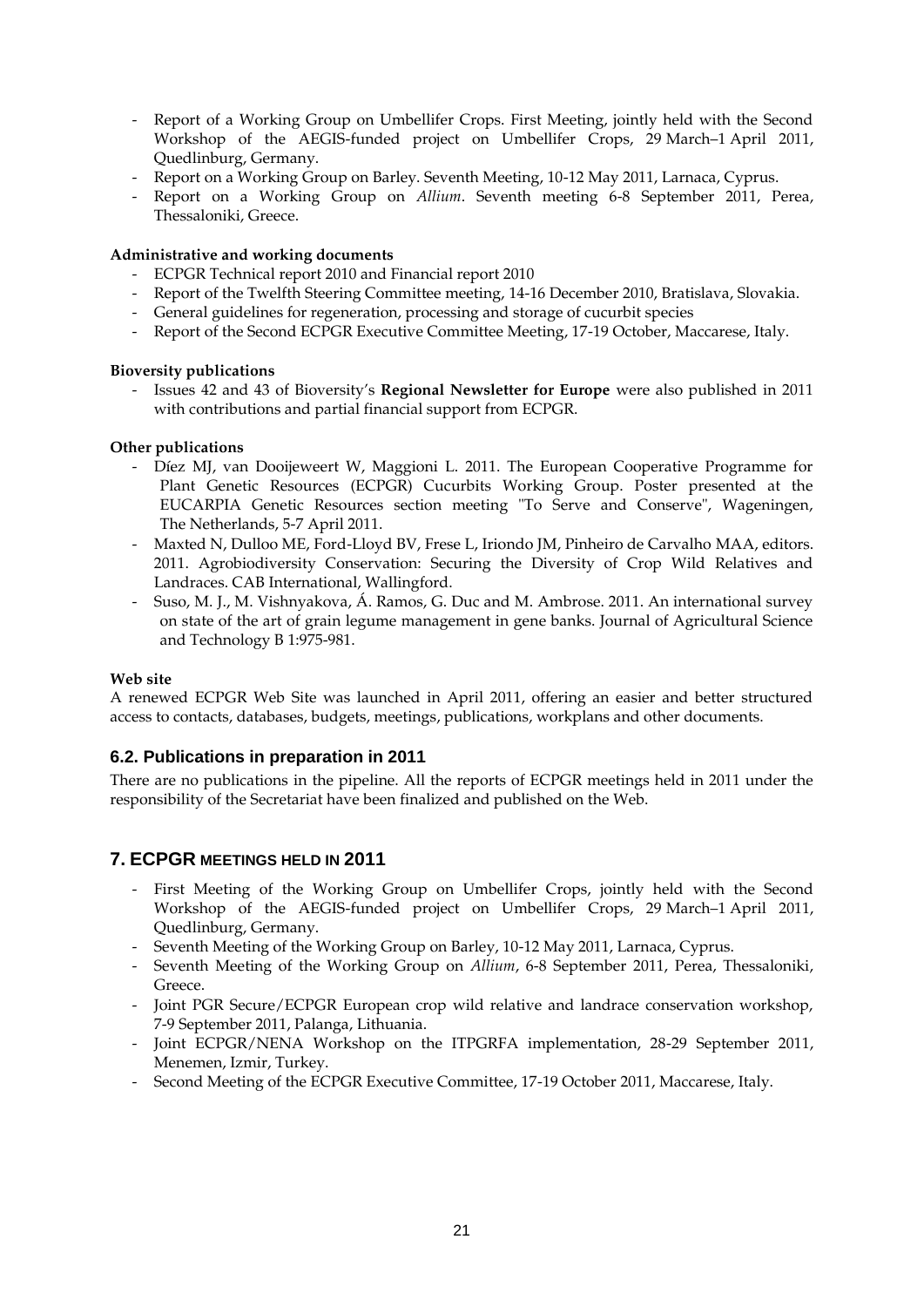- Report of a Working Group on Umbellifer Crops. First Meeting, jointly held with the Second Workshop of the AEGIS-funded project on Umbellifer Crops, 29 March–1 April 2011, Quedlinburg, Germany.
- Report on a Working Group on Barley. Seventh Meeting, 10-12 May 2011, Larnaca, Cyprus.
- Report on a Working Group on *Allium*. Seventh meeting 6-8 September 2011, Perea, Thessaloniki, Greece.

**Administrative and working documents**

- ECPGR Technical report 2010 and Financial report 2010
- Report of the Twelfth Steering Committee meeting, 14-16 December 2010, Bratislava, Slovakia.
- General guidelines for regeneration, processing and storage of cucurbit species
- Report of the Second ECPGR Executive Committee Meeting, 17-19 October, Maccarese, Italy.

**Bioversity publications**

- Issues 42 and 43 of Bioversity's **Regional Newsletter for Europe** were also published in 2011 with contributions and partial financial support from ECPGR.

**Other publications**

- Díez MJ, van Dooijeweert W, Maggioni L. 2011. The European Cooperative Programme for Plant Genetic Resources (ECPGR) Cucurbits Working Group. Poster presented at the EUCARPIA Genetic Resources section meeting "To Serve and Conserve", Wageningen, The Netherlands, 5-7 April 2011.
- Maxted N, Dulloo ME, Ford-Lloyd BV, Frese L, Iriondo JM, Pinheiro de Carvalho MAA, editors. 2011. Agrobiodiversity Conservation: Securing the Diversity of Crop Wild Relatives and Landraces. CAB International, Wallingford.
- Suso, M. J., M. Vishnyakova, Á. Ramos, G. Duc and M. Ambrose. 2011. An international survey on state of the art of grain legume management in gene banks. Journal of Agricultural Science and Technology B 1:975-981.

**Web site**

A renewed ECPGR Web Site was launched in April 2011, offering an easier and better structured access to contacts, databases, budgets, meetings, publications, workplans and other documents.

### 6.2. Publications in preparation in 2011

There are no publications in the pipeline. All the reports of ECPGR meetings held in 2011 under the responsibility of the Secretariat have been finalized and published on the Web.

## 7. ECPGR MEETINGS HELD IN 2011

- First Meeting of the Working Group on Umbellifer Crops, jointly held with the Second Workshop of the AEGIS-funded project on Umbellifer Crops, 29 March–1 April 2011, Quedlinburg, Germany.
- Seventh Meeting of the Working Group on Barley, 10-12 May 2011, Larnaca, Cyprus.
- Seventh Meeting of the Working Group on *Allium*, 6-8 September 2011, Perea, Thessaloniki, Greece.
- Joint PGR Secure/ECPGR European crop wild relative and landrace conservation workshop, 7-9 September 2011, Palanga, Lithuania.
- Joint ECPGR/NENA Workshop on the ITPGRFA implementation, 28-29 September 2011, Menemen, Izmir, Turkey.
- Second Meeting of the ECPGR Executive Committee, 17-19 October 2011, Maccarese, Italy.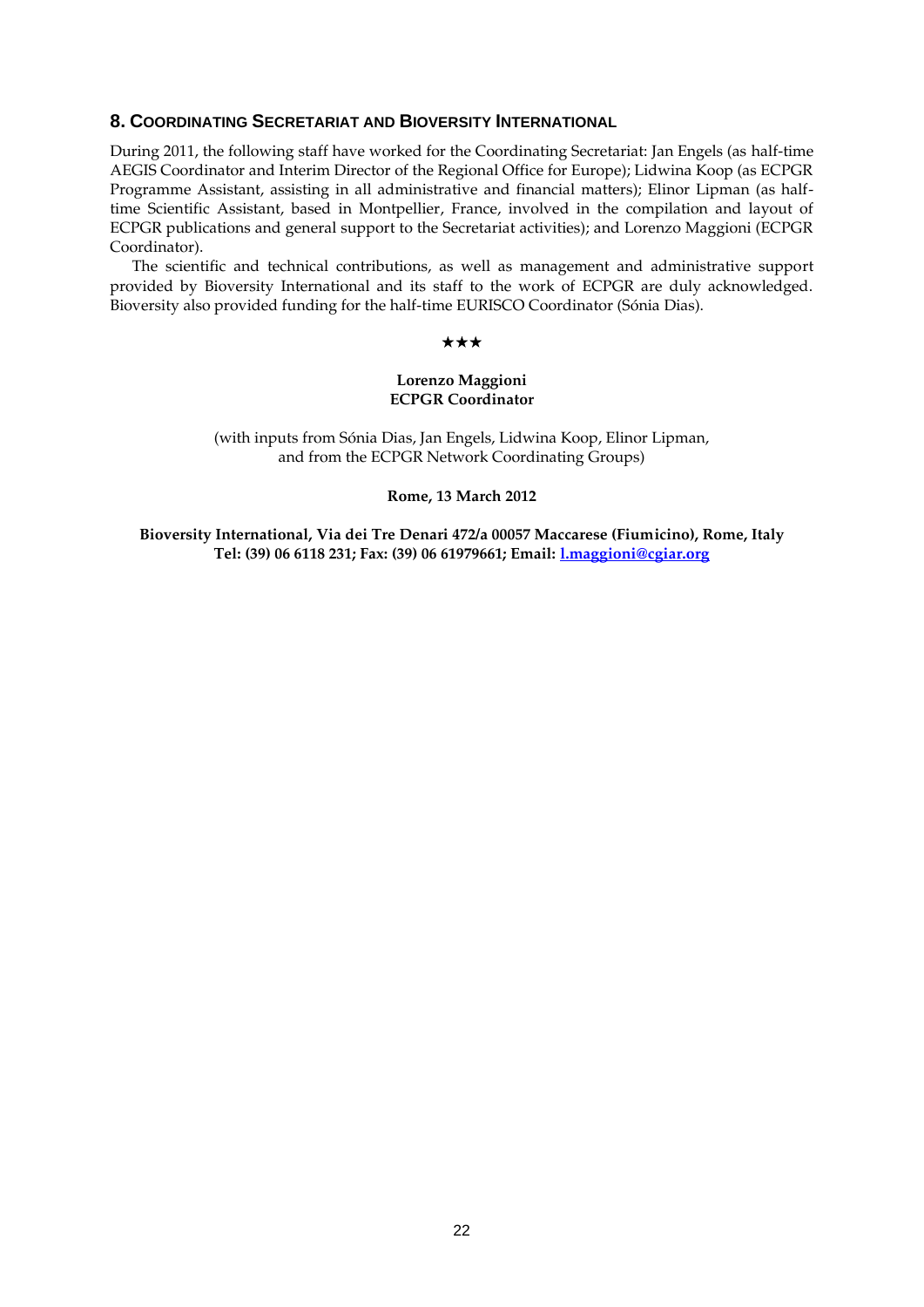## 8. Coordinating Secretariat and Bioversity International

During 2011, the following staff have worked for the Coordinating Secretariat: Jan Engels (as half-time AEGIS Coordinator and Interim Director of the Regional Office for Europe); Lidwina Koop (as ECPGR Programme Assistant, assisting in all administrative and financial matters); Elinor Lipman (as half-time Scientific Assistant, based in Montpellier, France, involved in the compilation and layout of ECPGR publications and general support to the Secretariat activities); and Lorenzo Maggioni (ECPGR Coordinator).

The scientific and technical contributions, as well as management and administrative support provided by Bioversity International and its staff to the work of ECPGR are duly acknowledged. Bioversity also provided funding for the half-time EURISCO Coordinator (Sónia Dias).

★★★

**Lorenzo Maggioni**
**ECPGR Coordinator**

(with inputs from Sónia Dias, Jan Engels, Lidwina Koop, Elinor Lipman, and from the ECPGR Network Coordinating Groups)

**Rome, 13 March 2012**

**Bioversity International, Via dei Tre Denari 472/a 00057 Maccarese (Fiumicino), Rome, Italy**
**Tel: (39) 06 6118 231; Fax: (39) 06 61979661; Email: l.maggioni@cgiar.org**